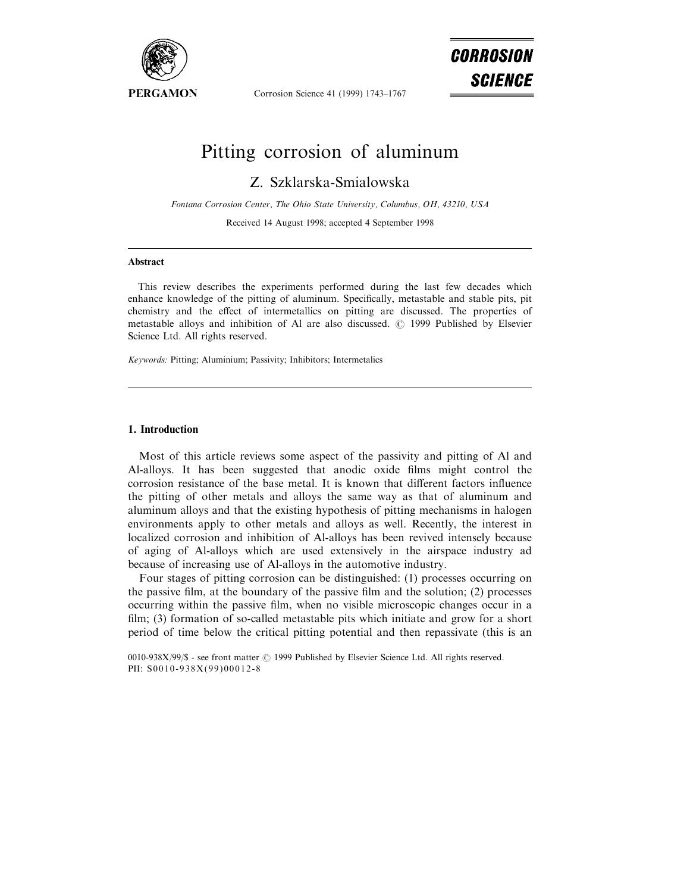# Pitting corrosion of aluminum

Z. Szklarska-Smialowska

*Fontana Corrosion Center, The Ohio State University, Columbus, OH, 43210, USA*

Received 14 August 1998; accepted 4 September 1998

---

**Abstract**

This review describes the experiments performed during the last few decades which enhance knowledge of the pitting of aluminum. Specifically, metastable and stable pits, pit chemistry and the effect of intermetallics on pitting are discussed. The properties of metastable alloys and inhibition of Al are also discussed. © 1999 Published by Elsevier Science Ltd. All rights reserved.

*Keywords:* Pitting; Aluminium; Passivity; Inhibitors; Intermetalics

---

## 1. Introduction

Most of this article reviews some aspect of the passivity and pitting of Al and Al-alloys. It has been suggested that anodic oxide films might control the corrosion resistance of the base metal. It is known that different factors influence the pitting of other metals and alloys the same way as that of aluminum and aluminum alloys and that the existing hypothesis of pitting mechanisms in halogen environments apply to other metals and alloys as well. Recently, the interest in localized corrosion and inhibition of Al-alloys has been revived intensely because of aging of Al-alloys which are used extensively in the airspace industry ad because of increasing use of Al-alloys in the automotive industry.

Four stages of pitting corrosion can be distinguished: (1) processes occurring on the passive film, at the boundary of the passive film and the solution; (2) processes occurring within the passive film, when no visible microscopic changes occur in a film; (3) formation of so-called metastable pits which initiate and grow for a short period of time below the critical pitting potential and then repassivate (this is an

0010-938X/99/$ - see front matter © 1999 Published by Elsevier Science Ltd. All rights reserved.
PII: S0010-938X(99)00012-8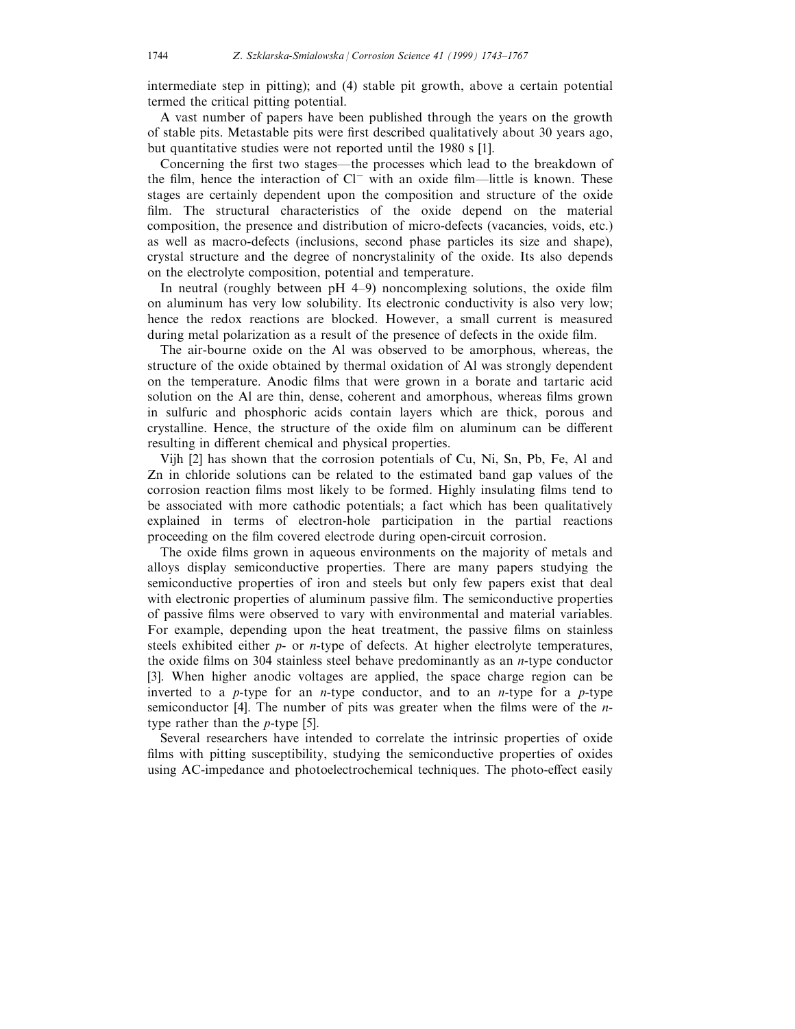intermediate step in pitting); and (4) stable pit growth, above a certain potential termed the critical pitting potential.

A vast number of papers have been published through the years on the growth of stable pits. Metastable pits were first described qualitatively about 30 years ago, but quantitative studies were not reported until the 1980 s [1].

Concerning the first two stages—the processes which lead to the breakdown of the film, hence the interaction of $Cl^-$ with an oxide film—little is known. These stages are certainly dependent upon the composition and structure of the oxide film. The structural characteristics of the oxide depend on the material composition, the presence and distribution of micro-defects (vacancies, voids, etc.) as well as macro-defects (inclusions, second phase particles its size and shape), crystal structure and the degree of noncrystalinity of the oxide. Its also depends on the electrolyte composition, potential and temperature.

In neutral (roughly between pH 4–9) noncomplexing solutions, the oxide film on aluminum has very low solubility. Its electronic conductivity is also very low; hence the redox reactions are blocked. However, a small current is measured during metal polarization as a result of the presence of defects in the oxide film.

The air-bourne oxide on the Al was observed to be amorphous, whereas, the structure of the oxide obtained by thermal oxidation of Al was strongly dependent on the temperature. Anodic films that were grown in a borate and tartaric acid solution on the Al are thin, dense, coherent and amorphous, whereas films grown in sulfuric and phosphoric acids contain layers which are thick, porous and crystalline. Hence, the structure of the oxide film on aluminum can be different resulting in different chemical and physical properties.

Vijh [2] has shown that the corrosion potentials of Cu, Ni, Sn, Pb, Fe, Al and Zn in chloride solutions can be related to the estimated band gap values of the corrosion reaction films most likely to be formed. Highly insulating films tend to be associated with more cathodic potentials; a fact which has been qualitatively explained in terms of electron-hole participation in the partial reactions proceeding on the film covered electrode during open-circuit corrosion.

The oxide films grown in aqueous environments on the majority of metals and alloys display semiconductive properties. There are many papers studying the semiconductive properties of iron and steels but only few papers exist that deal with electronic properties of aluminum passive film. The semiconductive properties of passive films were observed to vary with environmental and material variables. For example, depending upon the heat treatment, the passive films on stainless steels exhibited either *p*- or *n*-type of defects. At higher electrolyte temperatures, the oxide films on 304 stainless steel behave predominantly as an *n*-type conductor [3]. When higher anodic voltages are applied, the space charge region can be inverted to a *p*-type for an *n*-type conductor, and to an *n*-type for a *p*-type semiconductor [4]. The number of pits was greater when the films were of the *n*-type rather than the *p*-type [5].

Several researchers have intended to correlate the intrinsic properties of oxide films with pitting susceptibility, studying the semiconductive properties of oxides using AC-impedance and photoelectrochemical techniques. The photo-effect easily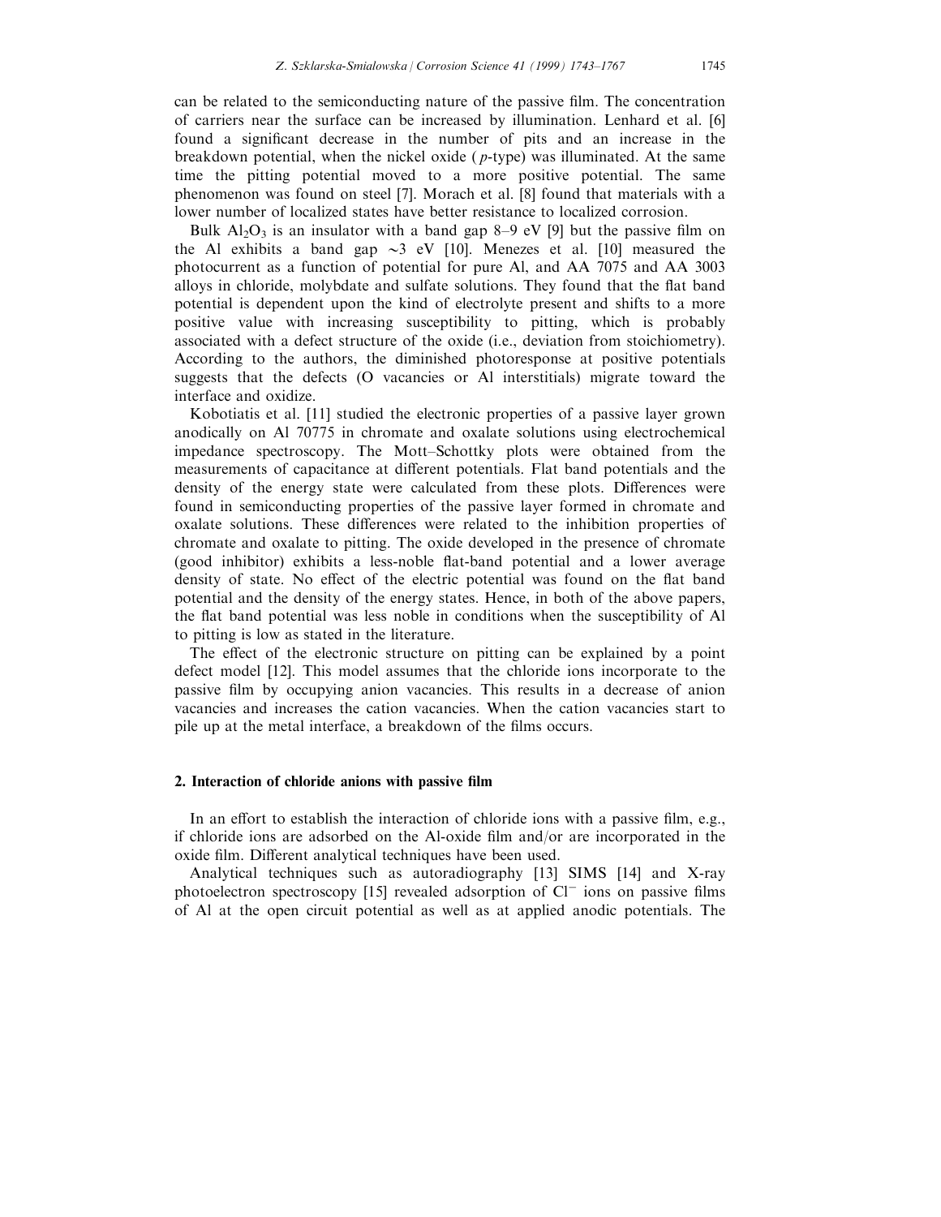can be related to the semiconducting nature of the passive film. The concentration of carriers near the surface can be increased by illumination. Lenhard et al. [6] found a significant decrease in the number of pits and an increase in the breakdown potential, when the nickel oxide (*p*-type) was illuminated. At the same time the pitting potential moved to a more positive potential. The same phenomenon was found on steel [7]. Morach et al. [8] found that materials with a lower number of localized states have better resistance to localized corrosion.

Bulk $Al_2O_3$ is an insulator with a band gap 8–9 eV [9] but the passive film on the Al exhibits a band gap ~3 eV [10]. Menezes et al. [10] measured the photocurrent as a function of potential for pure Al, and AA 7075 and AA 3003 alloys in chloride, molybdate and sulfate solutions. They found that the flat band potential is dependent upon the kind of electrolyte present and shifts to a more positive value with increasing susceptibility to pitting, which is probably associated with a defect structure of the oxide (i.e., deviation from stoichiometry). According to the authors, the diminished photoresponse at positive potentials suggests that the defects (O vacancies or Al interstitials) migrate toward the interface and oxidize.

Kobotiatis et al. [11] studied the electronic properties of a passive layer grown anodically on Al 70775 in chromate and oxalate solutions using electrochemical impedance spectroscopy. The Mott–Schottky plots were obtained from the measurements of capacitance at different potentials. Flat band potentials and the density of the energy state were calculated from these plots. Differences were found in semiconducting properties of the passive layer formed in chromate and oxalate solutions. These differences were related to the inhibition properties of chromate and oxalate to pitting. The oxide developed in the presence of chromate (good inhibitor) exhibits a less-noble flat-band potential and a lower average density of state. No effect of the electric potential was found on the flat band potential and the density of the energy states. Hence, in both of the above papers, the flat band potential was less noble in conditions when the susceptibility of Al to pitting is low as stated in the literature.

The effect of the electronic structure on pitting can be explained by a point defect model [12]. This model assumes that the chloride ions incorporate to the passive film by occupying anion vacancies. This results in a decrease of anion vacancies and increases the cation vacancies. When the cation vacancies start to pile up at the metal interface, a breakdown of the films occurs.

## 2. Interaction of chloride anions with passive film

In an effort to establish the interaction of chloride ions with a passive film, e.g., if chloride ions are adsorbed on the Al-oxide film and/or are incorporated in the oxide film. Different analytical techniques have been used.

Analytical techniques such as autoradiography [13] SIMS [14] and X-ray photoelectron spectroscopy [15] revealed adsorption of $Cl^-$ ions on passive films of Al at the open circuit potential as well as at applied anodic potentials. The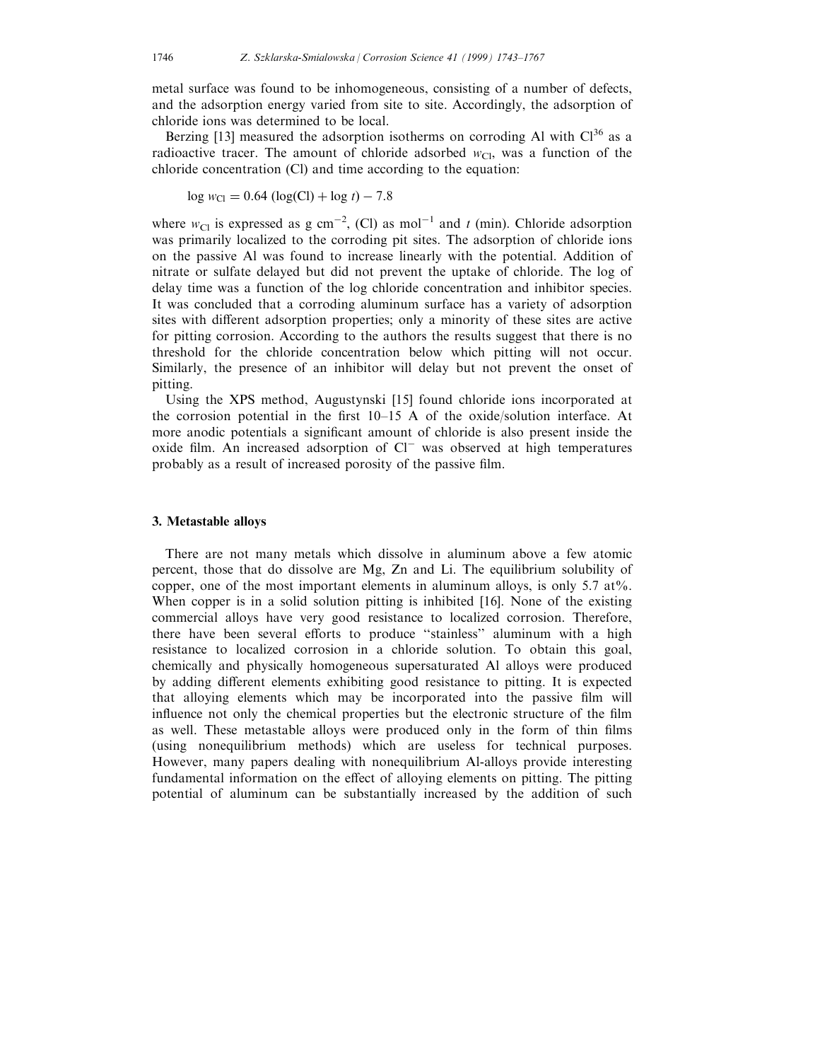metal surface was found to be inhomogeneous, consisting of a number of defects, and the adsorption energy varied from site to site. Accordingly, the adsorption of chloride ions was determined to be local.

Berzing [13] measured the adsorption isotherms on corroding Al with $Cl^{36}$ as a radioactive tracer. The amount of chloride adsorbed $w_{Cl}$, was a function of the chloride concentration (Cl) and time according to the equation:

$$\log w_{Cl} = 0.64\ (\log(Cl) + \log t) - 7.8$$

where $w_{Cl}$ is expressed as g $cm^{-2}$, (Cl) as $mol^{-1}$ and $t$ (min). Chloride adsorption was primarily localized to the corroding pit sites. The adsorption of chloride ions on the passive Al was found to increase linearly with the potential. Addition of nitrate or sulfate delayed but did not prevent the uptake of chloride. The log of delay time was a function of the log chloride concentration and inhibitor species. It was concluded that a corroding aluminum surface has a variety of adsorption sites with different adsorption properties; only a minority of these sites are active for pitting corrosion. According to the authors the results suggest that there is no threshold for the chloride concentration below which pitting will not occur. Similarly, the presence of an inhibitor will delay but not prevent the onset of pitting.

Using the XPS method, Augustynski [15] found chloride ions incorporated at the corrosion potential in the first 10–15 A of the oxide/solution interface. At more anodic potentials a significant amount of chloride is also present inside the oxide film. An increased adsorption of $Cl^-$ was observed at high temperatures probably as a result of increased porosity of the passive film.

## 3. Metastable alloys

There are not many metals which dissolve in aluminum above a few atomic percent, those that do dissolve are Mg, Zn and Li. The equilibrium solubility of copper, one of the most important elements in aluminum alloys, is only 5.7 at%. When copper is in a solid solution pitting is inhibited [16]. None of the existing commercial alloys have very good resistance to localized corrosion. Therefore, there have been several efforts to produce "stainless" aluminum with a high resistance to localized corrosion in a chloride solution. To obtain this goal, chemically and physically homogeneous supersaturated Al alloys were produced by adding different elements exhibiting good resistance to pitting. It is expected that alloying elements which may be incorporated into the passive film will influence not only the chemical properties but the electronic structure of the film as well. These metastable alloys were produced only in the form of thin films (using nonequilibrium methods) which are useless for technical purposes. However, many papers dealing with nonequilibrium Al-alloys provide interesting fundamental information on the effect of alloying elements on pitting. The pitting potential of aluminum can be substantially increased by the addition of such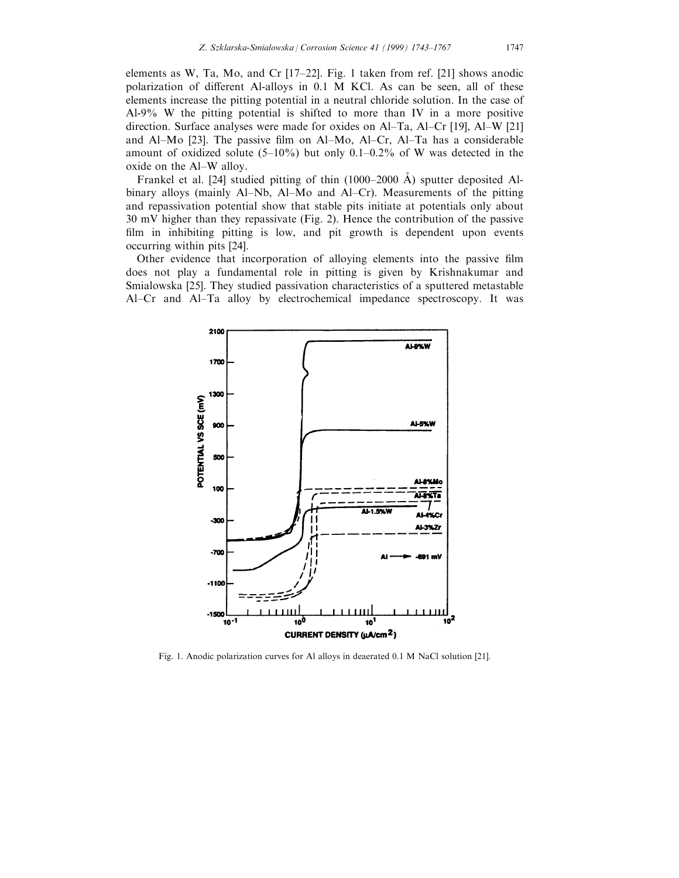elements as W, Ta, Mo, and Cr [17–22]. Fig. 1 taken from ref. [21] shows anodic polarization of different Al-alloys in 0.1 M KCl. As can be seen, all of these elements increase the pitting potential in a neutral chloride solution. In the case of Al-9% W the pitting potential is shifted to more than IV in a more positive direction. Surface analyses were made for oxides on Al–Ta, Al–Cr [19], Al–W [21] and Al–Mo [23]. The passive film on Al–Mo, Al–Cr, Al–Ta has a considerable amount of oxidized solute (5–10%) but only 0.1–0.2% of W was detected in the oxide on the Al–W alloy.

Frankel et al. [24] studied pitting of thin (1000–2000 Å) sputter deposited Al-binary alloys (mainly Al–Nb, Al–Mo and Al–Cr). Measurements of the pitting and repassivation potential show that stable pits initiate at potentials only about 30 mV higher than they repassivate (Fig. 2). Hence the contribution of the passive film in inhibiting pitting is low, and pit growth is dependent upon events occurring within pits [24].

Other evidence that incorporation of alloying elements into the passive film does not play a fundamental role in pitting is given by Krishnakumar and Smialowska [25]. They studied passivation characteristics of a sputtered metastable Al–Cr and Al–Ta alloy by electrochemical impedance spectroscopy. It was

Fig. 1. Anodic polarization curves for Al alloys in deaerated 0.1 M NaCl solution [21].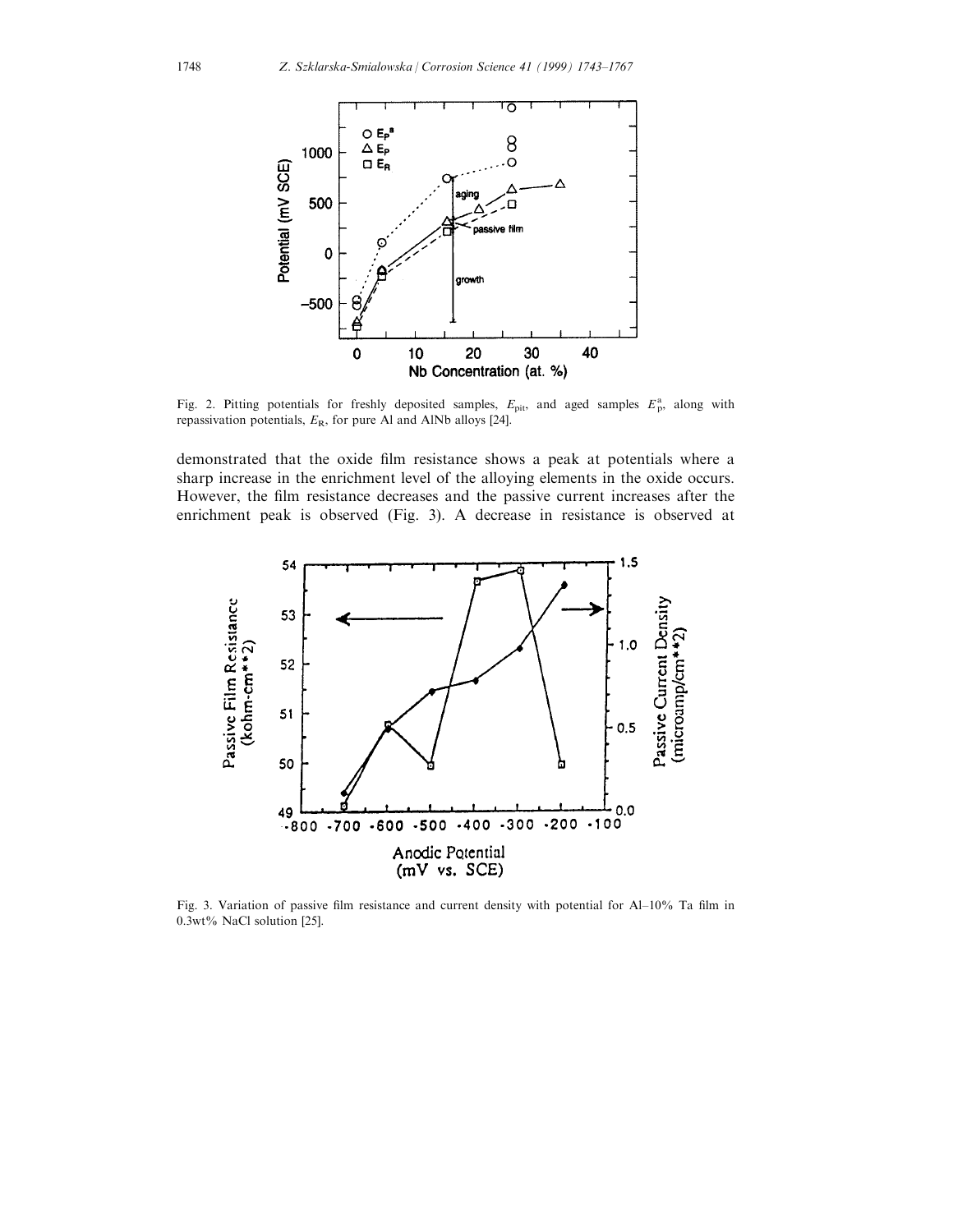Fig. 2. Pitting potentials for freshly deposited samples, $E_{pit}$, and aged samples $E_p^a$, along with repassivation potentials, $E_R$, for pure Al and AlNb alloys [24].

demonstrated that the oxide film resistance shows a peak at potentials where a sharp increase in the enrichment level of the alloying elements in the oxide occurs. However, the film resistance decreases and the passive current increases after the enrichment peak is observed (Fig. 3). A decrease in resistance is observed at

Fig. 3. Variation of passive film resistance and current density with potential for Al–10% Ta film in 0.3wt% NaCl solution [25].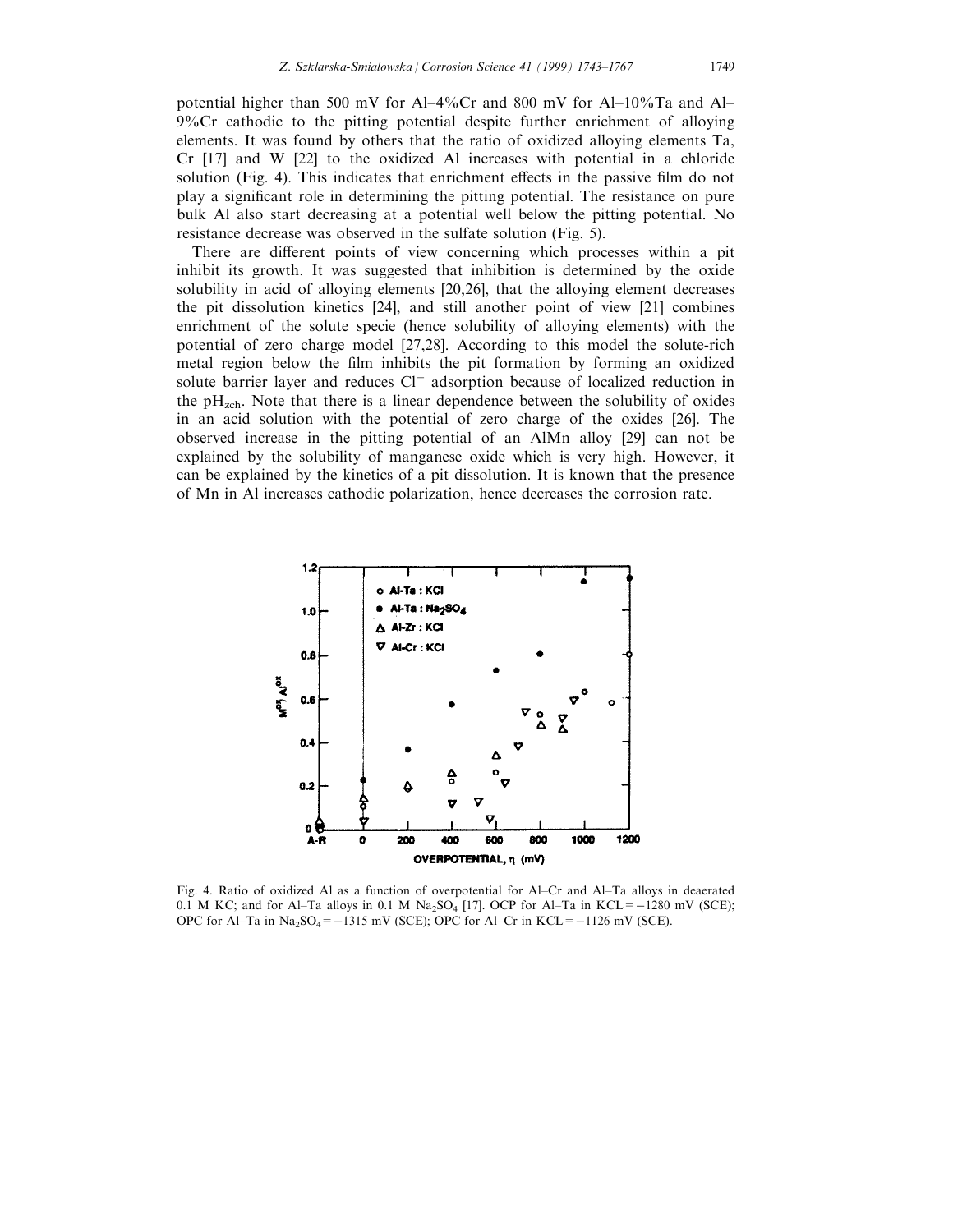potential higher than 500 mV for Al–4%Cr and 800 mV for Al–10%Ta and Al–9%Cr cathodic to the pitting potential despite further enrichment of alloying elements. It was found by others that the ratio of oxidized alloying elements Ta, Cr [17] and W [22] to the oxidized Al increases with potential in a chloride solution (Fig. 4). This indicates that enrichment effects in the passive film do not play a significant role in determining the pitting potential. The resistance on pure bulk Al also start decreasing at a potential well below the pitting potential. No resistance decrease was observed in the sulfate solution (Fig. 5).

There are different points of view concerning which processes within a pit inhibit its growth. It was suggested that inhibition is determined by the oxide solubility in acid of alloying elements [20,26], that the alloying element decreases the pit dissolution kinetics [24], and still another point of view [21] combines enrichment of the solute specie (hence solubility of alloying elements) with the potential of zero charge model [27,28]. According to this model the solute-rich metal region below the film inhibits the pit formation by forming an oxidized solute barrier layer and reduces $Cl^-$ adsorption because of localized reduction in the $pH_{zch}$. Note that there is a linear dependence between the solubility of oxides in an acid solution with the potential of zero charge of the oxides [26]. The observed increase in the pitting potential of an AlMn alloy [29] can not be explained by the solubility of manganese oxide which is very high. However, it can be explained by the kinetics of a pit dissolution. It is known that the presence of Mn in Al increases cathodic polarization, hence decreases the corrosion rate.

Fig. 4. Ratio of oxidized Al as a function of overpotential for Al–Cr and Al–Ta alloys in deaerated 0.1 M KC; and for Al–Ta alloys in 0.1 M $Na_2SO_4$ [17]. OCP for Al–Ta in KCL = −1280 mV (SCE); OPC for Al–Ta in $Na_2SO_4$ = −1315 mV (SCE); OPC for Al–Cr in KCL = −1126 mV (SCE).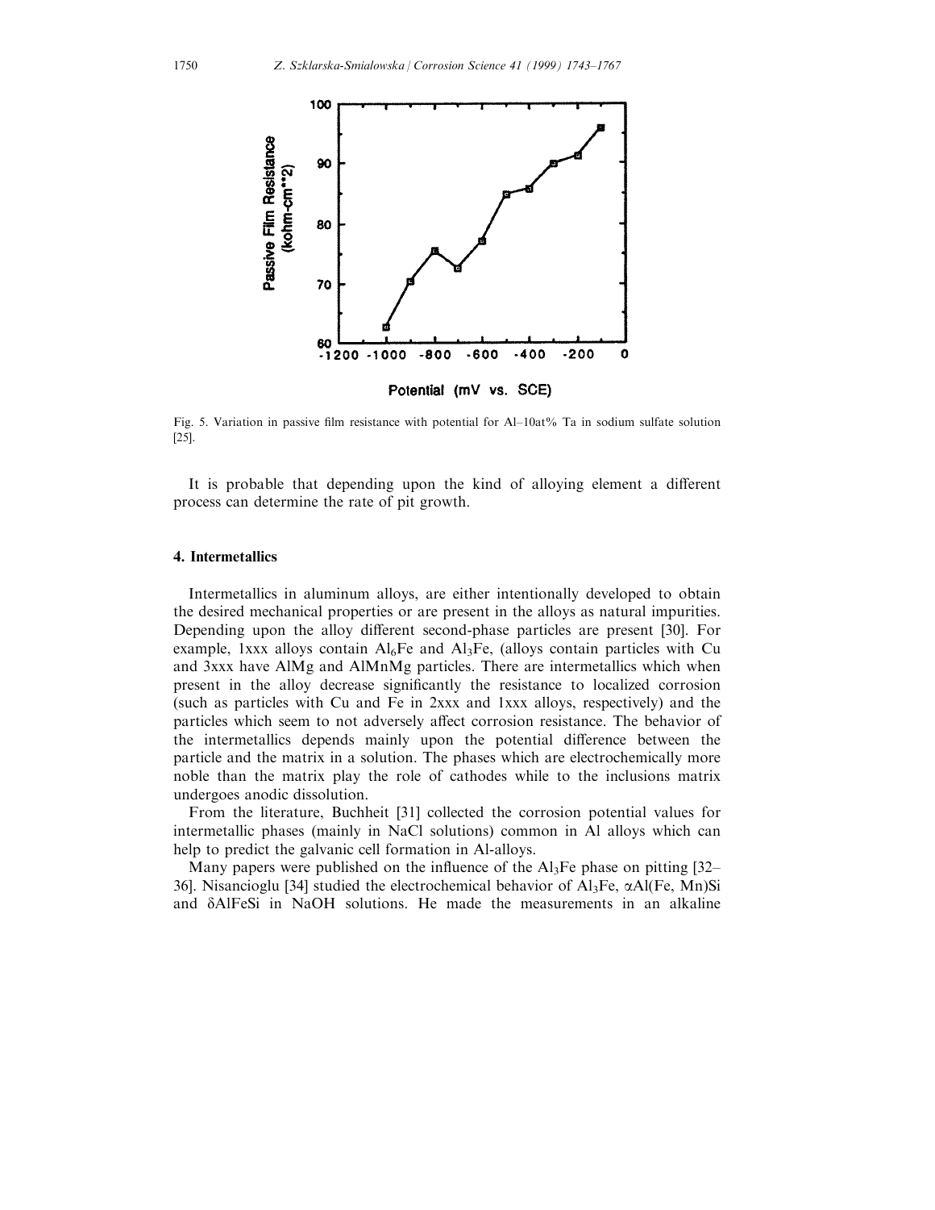Fig. 5. Variation in passive film resistance with potential for Al–10at% Ta in sodium sulfate solution [25].

It is probable that depending upon the kind of alloying element a different process can determine the rate of pit growth.

## 4. Intermetallics

Intermetallics in aluminum alloys, are either intentionally developed to obtain the desired mechanical properties or are present in the alloys as natural impurities. Depending upon the alloy different second-phase particles are present [30]. For example, 1xxx alloys contain $Al_6Fe$ and $Al_3Fe$, (alloys contain particles with Cu and 3xxx have AlMg and AlMnMg particles. There are intermetallics which when present in the alloy decrease significantly the resistance to localized corrosion (such as particles with Cu and Fe in 2xxx and 1xxx alloys, respectively) and the particles which seem to not adversely affect corrosion resistance. The behavior of the intermetallics depends mainly upon the potential difference between the particle and the matrix in a solution. The phases which are electrochemically more noble than the matrix play the role of cathodes while to the inclusions matrix undergoes anodic dissolution.

From the literature, Buchheit [31] collected the corrosion potential values for intermetallic phases (mainly in NaCl solutions) common in Al alloys which can help to predict the galvanic cell formation in Al-alloys.

Many papers were published on the influence of the $Al_3Fe$ phase on pitting [32–36]. Nisancioglu [34] studied the electrochemical behavior of $Al_3Fe$, $\alpha$Al(Fe, Mn)Si and $\delta$AlFeSi in NaOH solutions. He made the measurements in an alkaline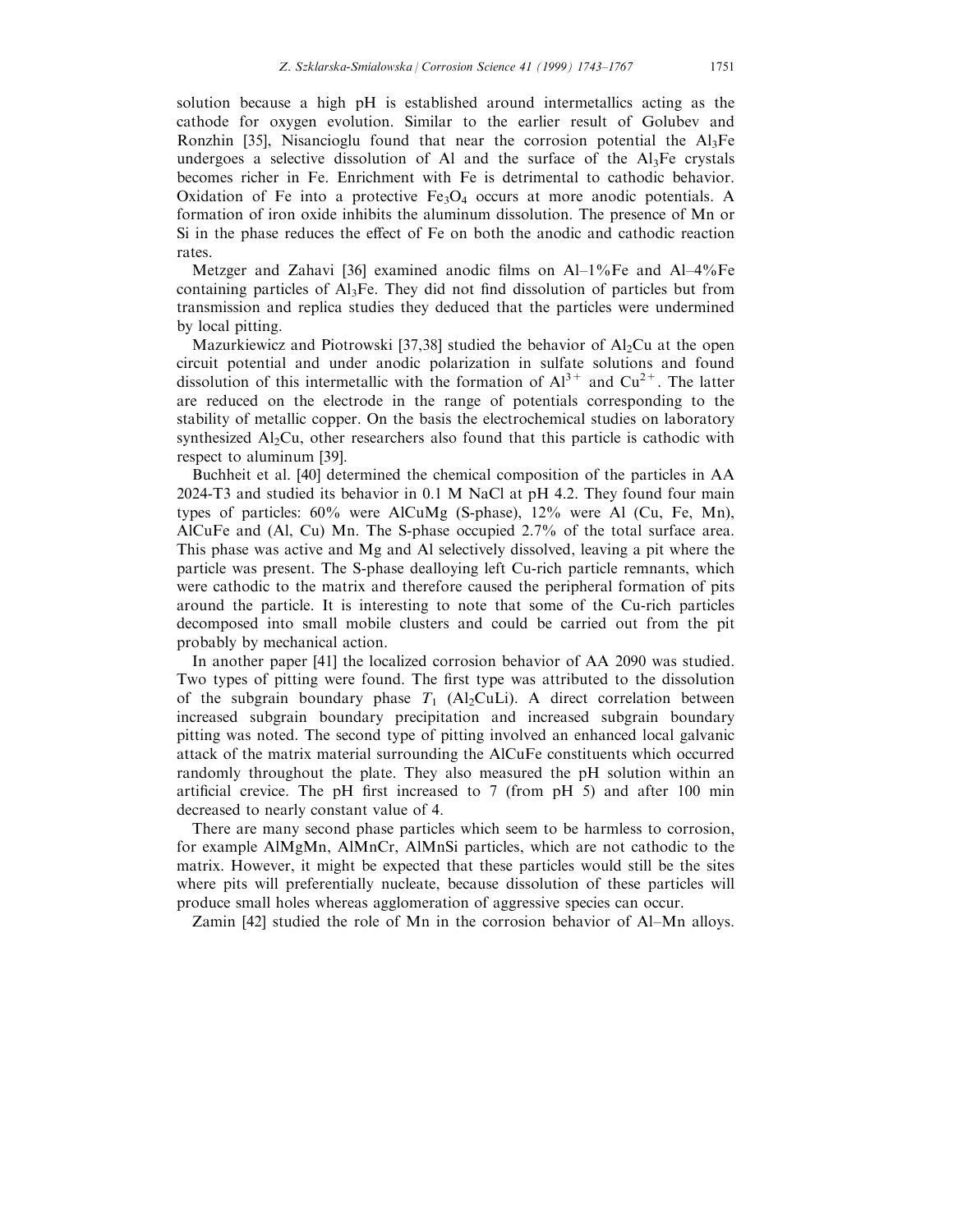solution because a high pH is established around intermetallics acting as the cathode for oxygen evolution. Similar to the earlier result of Golubev and Ronzhin [35], Nisancioglu found that near the corrosion potential the $Al_3Fe$ undergoes a selective dissolution of Al and the surface of the $Al_3Fe$ crystals becomes richer in Fe. Enrichment with Fe is detrimental to cathodic behavior. Oxidation of Fe into a protective $Fe_3O_4$ occurs at more anodic potentials. A formation of iron oxide inhibits the aluminum dissolution. The presence of Mn or Si in the phase reduces the effect of Fe on both the anodic and cathodic reaction rates.

Metzger and Zahavi [36] examined anodic films on Al–1%Fe and Al–4%Fe containing particles of $Al_3Fe$. They did not find dissolution of particles but from transmission and replica studies they deduced that the particles were undermined by local pitting.

Mazurkiewicz and Piotrowski [37,38] studied the behavior of $Al_2Cu$ at the open circuit potential and under anodic polarization in sulfate solutions and found dissolution of this intermetallic with the formation of $Al^{3+}$ and $Cu^{2+}$. The latter are reduced on the electrode in the range of potentials corresponding to the stability of metallic copper. On the basis the electrochemical studies on laboratory synthesized $Al_2Cu$, other researchers also found that this particle is cathodic with respect to aluminum [39].

Buchheit et al. [40] determined the chemical composition of the particles in AA 2024-T3 and studied its behavior in 0.1 M NaCl at pH 4.2. They found four main types of particles: 60% were AlCuMg (S-phase), 12% were Al (Cu, Fe, Mn), AlCuFe and (Al, Cu) Mn. The S-phase occupied 2.7% of the total surface area. This phase was active and Mg and Al selectively dissolved, leaving a pit where the particle was present. The S-phase dealloying left Cu-rich particle remnants, which were cathodic to the matrix and therefore caused the peripheral formation of pits around the particle. It is interesting to note that some of the Cu-rich particles decomposed into small mobile clusters and could be carried out from the pit probably by mechanical action.

In another paper [41] the localized corrosion behavior of AA 2090 was studied. Two types of pitting were found. The first type was attributed to the dissolution of the subgrain boundary phase $T_1$ ($Al_2CuLi$). A direct correlation between increased subgrain boundary precipitation and increased subgrain boundary pitting was noted. The second type of pitting involved an enhanced local galvanic attack of the matrix material surrounding the AlCuFe constituents which occurred randomly throughout the plate. They also measured the pH solution within an artificial crevice. The pH first increased to 7 (from pH 5) and after 100 min decreased to nearly constant value of 4.

There are many second phase particles which seem to be harmless to corrosion, for example AlMgMn, AlMnCr, AlMnSi particles, which are not cathodic to the matrix. However, it might be expected that these particles would still be the sites where pits will preferentially nucleate, because dissolution of these particles will produce small holes whereas agglomeration of aggressive species can occur.

Zamin [42] studied the role of Mn in the corrosion behavior of Al–Mn alloys.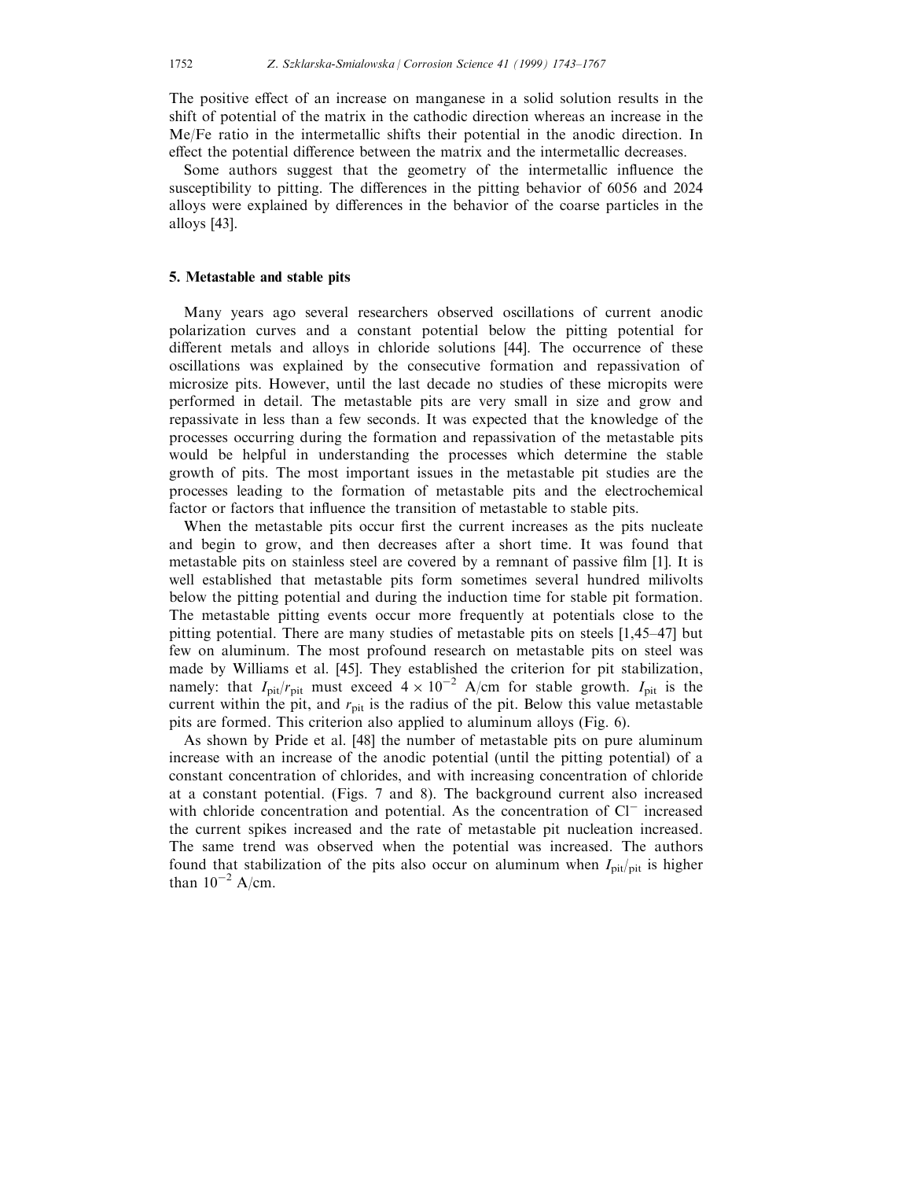The positive effect of an increase on manganese in a solid solution results in the shift of potential of the matrix in the cathodic direction whereas an increase in the Me/Fe ratio in the intermetallic shifts their potential in the anodic direction. In effect the potential difference between the matrix and the intermetallic decreases.

Some authors suggest that the geometry of the intermetallic influence the susceptibility to pitting. The differences in the pitting behavior of 6056 and 2024 alloys were explained by differences in the behavior of the coarse particles in the alloys [43].

## 5. Metastable and stable pits

Many years ago several researchers observed oscillations of current anodic polarization curves and a constant potential below the pitting potential for different metals and alloys in chloride solutions [44]. The occurrence of these oscillations was explained by the consecutive formation and repassivation of microsize pits. However, until the last decade no studies of these micropits were performed in detail. The metastable pits are very small in size and grow and repassivate in less than a few seconds. It was expected that the knowledge of the processes occurring during the formation and repassivation of the metastable pits would be helpful in understanding the processes which determine the stable growth of pits. The most important issues in the metastable pit studies are the processes leading to the formation of metastable pits and the electrochemical factor or factors that influence the transition of metastable to stable pits.

When the metastable pits occur first the current increases as the pits nucleate and begin to grow, and then decreases after a short time. It was found that metastable pits on stainless steel are covered by a remnant of passive film [1]. It is well established that metastable pits form sometimes several hundred milivolts below the pitting potential and during the induction time for stable pit formation. The metastable pitting events occur more frequently at potentials close to the pitting potential. There are many studies of metastable pits on steels [1,45–47] but few on aluminum. The most profound research on metastable pits on steel was made by Williams et al. [45]. They established the criterion for pit stabilization, namely: that $I_{pit}/r_{pit}$ must exceed $4 \times 10^{-2}$ A/cm for stable growth. $I_{pit}$ is the current within the pit, and $r_{pit}$ is the radius of the pit. Below this value metastable pits are formed. This criterion also applied to aluminum alloys (Fig. 6).

As shown by Pride et al. [48] the number of metastable pits on pure aluminum increase with an increase of the anodic potential (until the pitting potential) of a constant concentration of chlorides, and with increasing concentration of chloride at a constant potential. (Figs. 7 and 8). The background current also increased with chloride concentration and potential. As the concentration of $Cl^-$ increased the current spikes increased and the rate of metastable pit nucleation increased. The same trend was observed when the potential was increased. The authors found that stabilization of the pits also occur on aluminum when $I_{pit}/_{pit}$ is higher than $10^{-2}$ A/cm.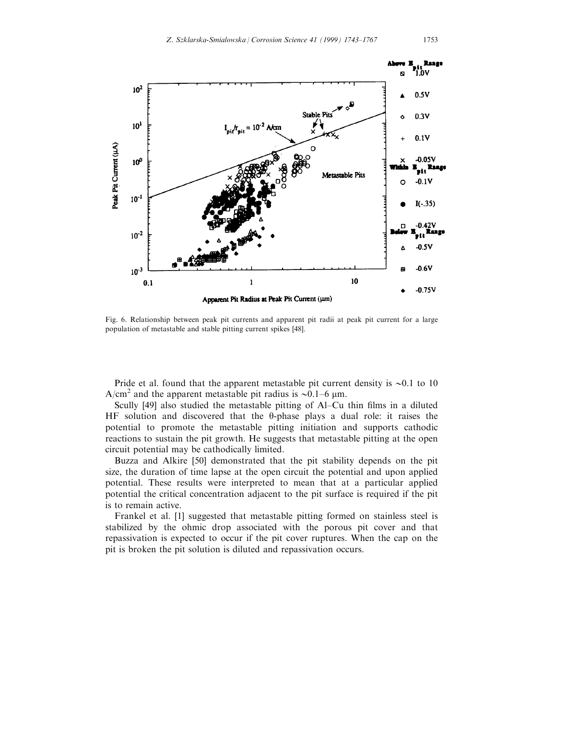Fig. 6. Relationship between peak pit currents and apparent pit radii at peak pit current for a large population of metastable and stable pitting current spikes [48].

Pride et al. found that the apparent metastable pit current density is ~0.1 to 10 $A/cm^2$ and the apparent metastable pit radius is ~0.1–6 μm.

Scully [49] also studied the metastable pitting of Al–Cu thin films in a diluted HF solution and discovered that the θ-phase plays a dual role: it raises the potential to promote the metastable pitting initiation and supports cathodic reactions to sustain the pit growth. He suggests that metastable pitting at the open circuit potential may be cathodically limited.

Buzza and Alkire [50] demonstrated that the pit stability depends on the pit size, the duration of time lapse at the open circuit the potential and upon applied potential. These results were interpreted to mean that at a particular applied potential the critical concentration adjacent to the pit surface is required if the pit is to remain active.

Frankel et al. [1] suggested that metastable pitting formed on stainless steel is stabilized by the ohmic drop associated with the porous pit cover and that repassivation is expected to occur if the pit cover ruptures. When the cap on the pit is broken the pit solution is diluted and repassivation occurs.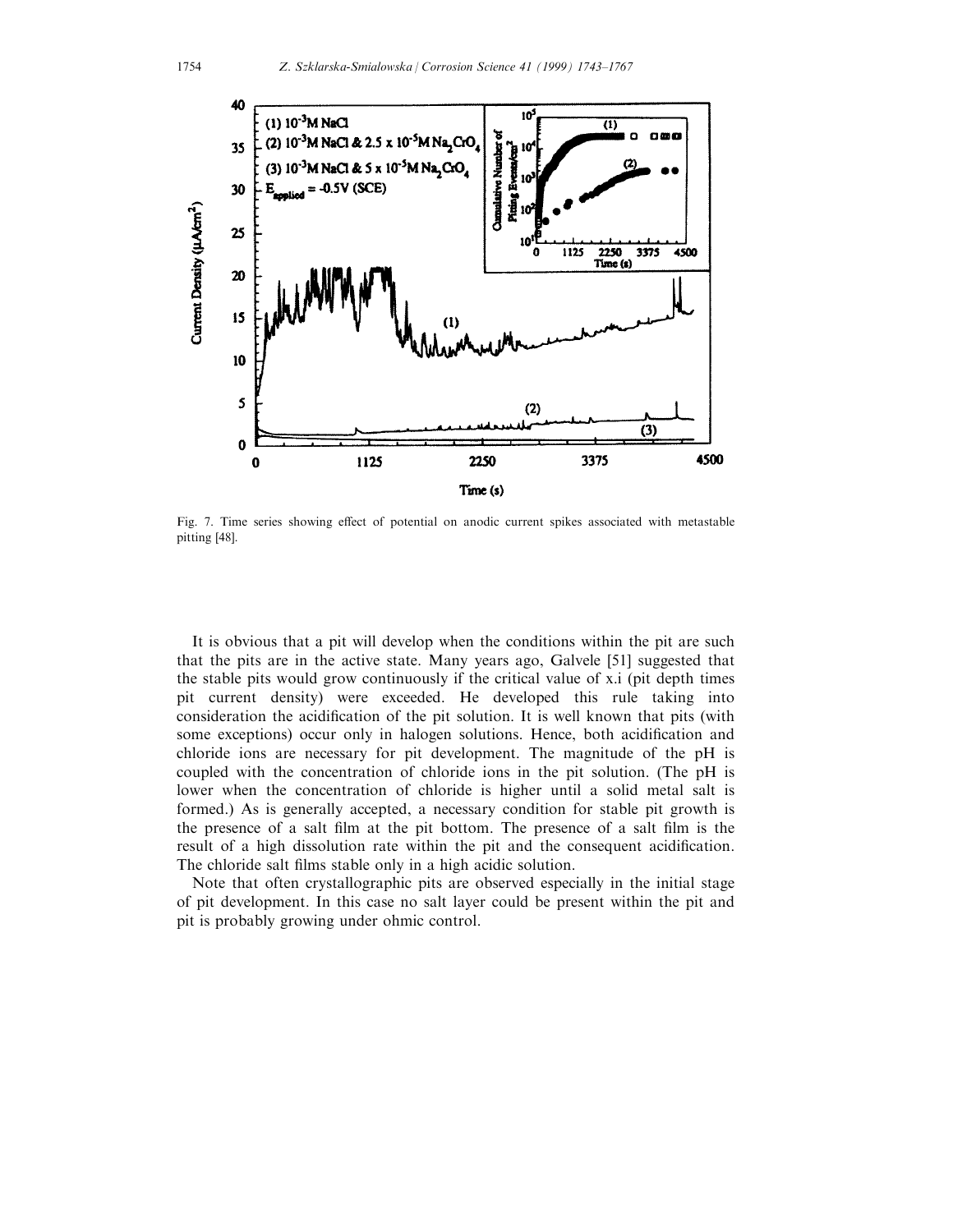Fig. 7. Time series showing effect of potential on anodic current spikes associated with metastable pitting [48].

It is obvious that a pit will develop when the conditions within the pit are such that the pits are in the active state. Many years ago, Galvele [51] suggested that the stable pits would grow continuously if the critical value of x.i (pit depth times pit current density) were exceeded. He developed this rule taking into consideration the acidification of the pit solution. It is well known that pits (with some exceptions) occur only in halogen solutions. Hence, both acidification and chloride ions are necessary for pit development. The magnitude of the pH is coupled with the concentration of chloride ions in the pit solution. (The pH is lower when the concentration of chloride is higher until a solid metal salt is formed.) As is generally accepted, a necessary condition for stable pit growth is the presence of a salt film at the pit bottom. The presence of a salt film is the result of a high dissolution rate within the pit and the consequent acidification. The chloride salt films stable only in a high acidic solution.

Note that often crystallographic pits are observed especially in the initial stage of pit development. In this case no salt layer could be present within the pit and pit is probably growing under ohmic control.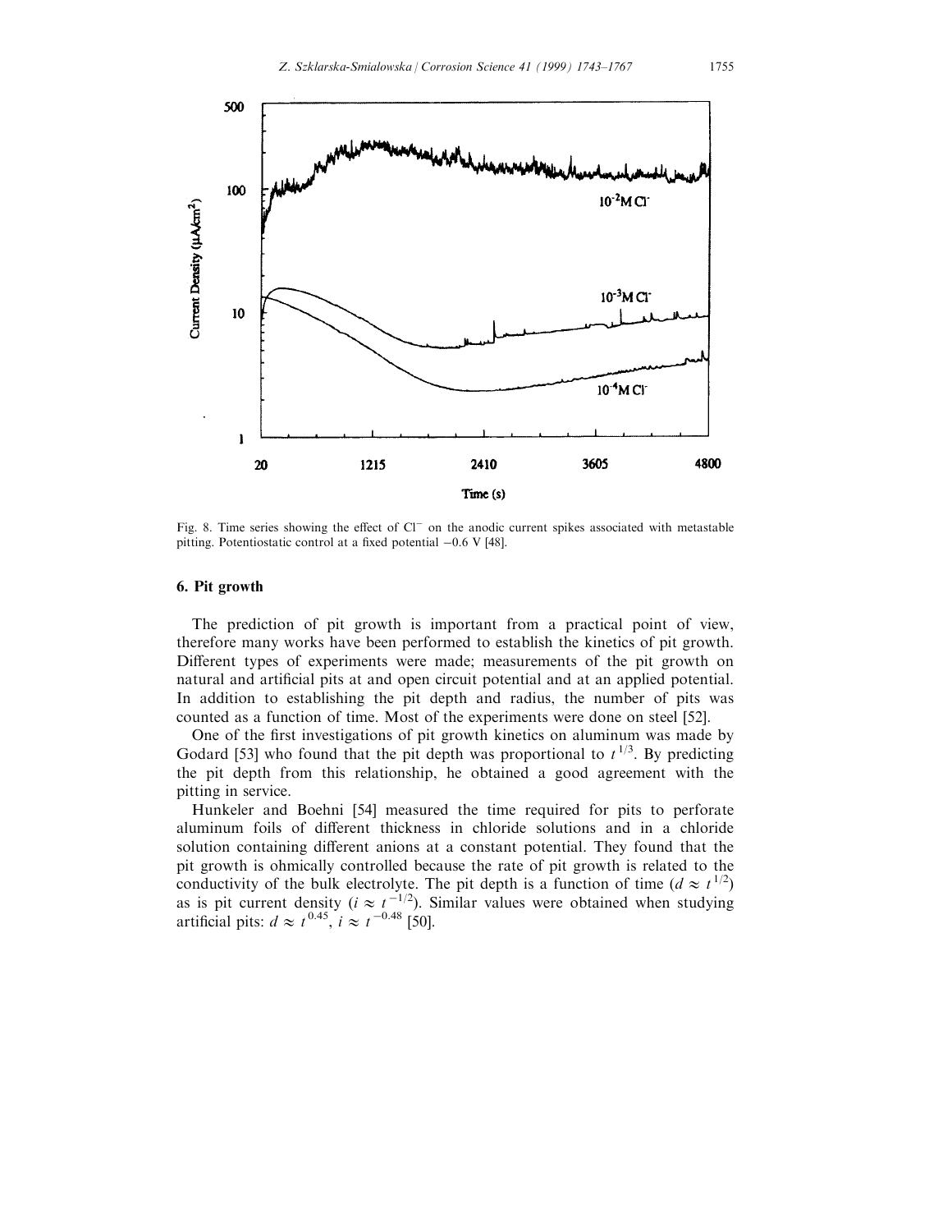Fig. 8. Time series showing the effect of $Cl^-$ on the anodic current spikes associated with metastable pitting. Potentiostatic control at a fixed potential −0.6 V [48].

## 6. Pit growth

The prediction of pit growth is important from a practical point of view, therefore many works have been performed to establish the kinetics of pit growth. Different types of experiments were made; measurements of the pit growth on natural and artificial pits at and open circuit potential and at an applied potential. In addition to establishing the pit depth and radius, the number of pits was counted as a function of time. Most of the experiments were done on steel [52].

One of the first investigations of pit growth kinetics on aluminum was made by Godard [53] who found that the pit depth was proportional to $t^{1/3}$. By predicting the pit depth from this relationship, he obtained a good agreement with the pitting in service.

Hunkeler and Boehni [54] measured the time required for pits to perforate aluminum foils of different thickness in chloride solutions and in a chloride solution containing different anions at a constant potential. They found that the pit growth is ohmically controlled because the rate of pit growth is related to the conductivity of the bulk electrolyte. The pit depth is a function of time ($d \approx t^{1/2}$) as is pit current density ($i \approx t^{-1/2}$). Similar values were obtained when studying artificial pits: $d \approx t^{0.45}$, $i \approx t^{-0.48}$ [50].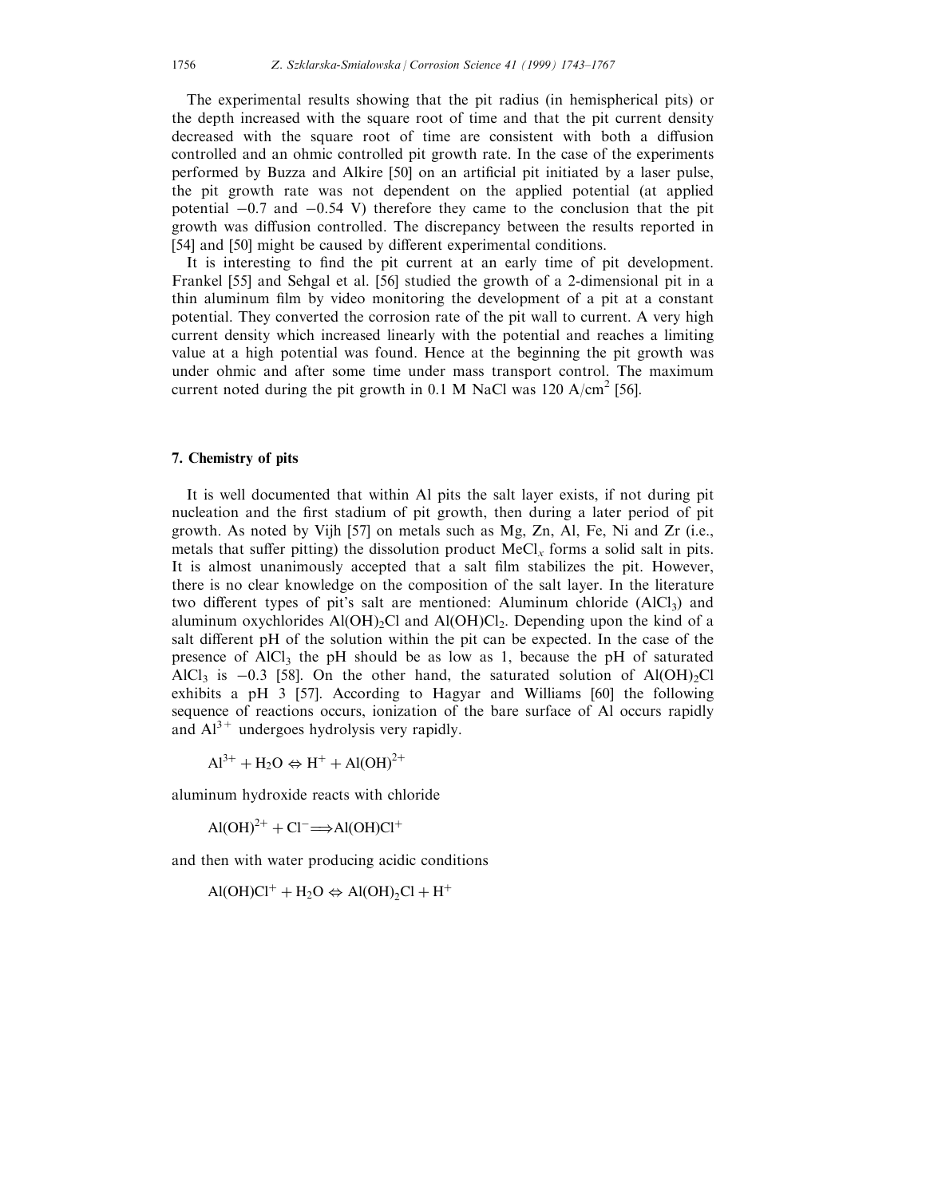The experimental results showing that the pit radius (in hemispherical pits) or the depth increased with the square root of time and that the pit current density decreased with the square root of time are consistent with both a diffusion controlled and an ohmic controlled pit growth rate. In the case of the experiments performed by Buzza and Alkire [50] on an artificial pit initiated by a laser pulse, the pit growth rate was not dependent on the applied potential (at applied potential $-0.7$ and $-0.54$ V) therefore they came to the conclusion that the pit growth was diffusion controlled. The discrepancy between the results reported in [54] and [50] might be caused by different experimental conditions.

It is interesting to find the pit current at an early time of pit development. Frankel [55] and Sehgal et al. [56] studied the growth of a 2-dimensional pit in a thin aluminum film by video monitoring the development of a pit at a constant potential. They converted the corrosion rate of the pit wall to current. A very high current density which increased linearly with the potential and reaches a limiting value at a high potential was found. Hence at the beginning the pit growth was under ohmic and after some time under mass transport control. The maximum current noted during the pit growth in 0.1 M NaCl was 120 $A/cm^2$ [56].

## 7. Chemistry of pits

It is well documented that within Al pits the salt layer exists, if not during pit nucleation and the first stadium of pit growth, then during a later period of pit growth. As noted by Vijh [57] on metals such as Mg, Zn, Al, Fe, Ni and Zr (i.e., metals that suffer pitting) the dissolution product $MeCl_x$ forms a solid salt in pits. It is almost unanimously accepted that a salt film stabilizes the pit. However, there is no clear knowledge on the composition of the salt layer. In the literature two different types of pit's salt are mentioned: Aluminum chloride ($AlCl_3$) and aluminum oxychlorides $Al(OH)_2Cl$ and $Al(OH)Cl_2$. Depending upon the kind of a salt different pH of the solution within the pit can be expected. In the case of the presence of $AlCl_3$ the pH should be as low as 1, because the pH of saturated $AlCl_3$ is $-0.3$ [58]. On the other hand, the saturated solution of $Al(OH)_2Cl$ exhibits a pH 3 [57]. According to Hagyar and Williams [60] the following sequence of reactions occurs, ionization of the bare surface of Al occurs rapidly and $Al^{3+}$ undergoes hydrolysis very rapidly.

$$Al^{3+} + H_2O \Leftrightarrow H^+ + Al(OH)^{2+}$$

aluminum hydroxide reacts with chloride

$$Al(OH)^{2+} + Cl^- \Longrightarrow Al(OH)Cl^+$$

and then with water producing acidic conditions

$$Al(OH)Cl^+ + H_2O \Leftrightarrow Al(OH)_2Cl + H^+$$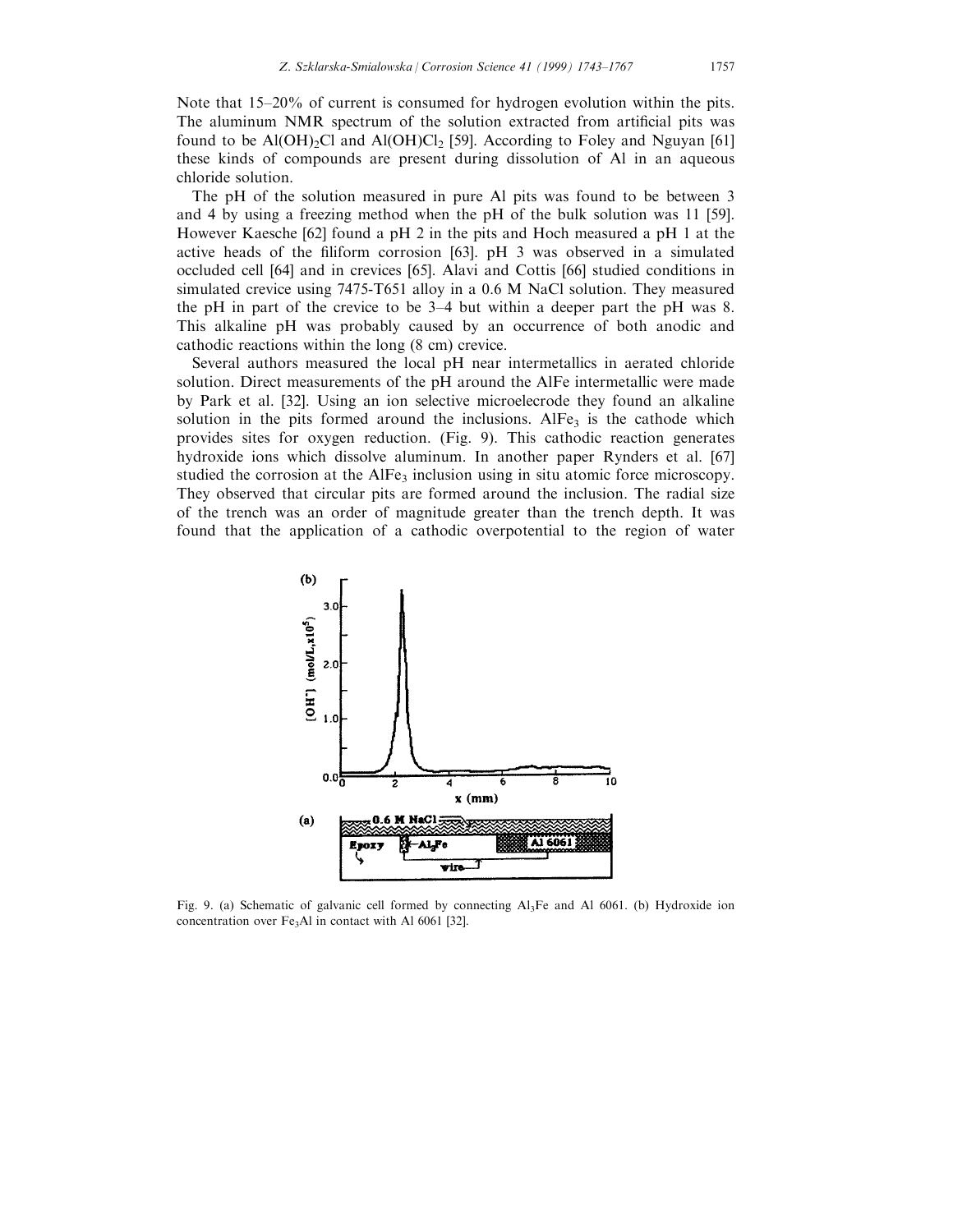Note that 15–20% of current is consumed for hydrogen evolution within the pits. The aluminum NMR spectrum of the solution extracted from artificial pits was found to be $Al(OH)_2Cl$ and $Al(OH)Cl_2$ [59]. According to Foley and Nguyan [61] these kinds of compounds are present during dissolution of Al in an aqueous chloride solution.

The pH of the solution measured in pure Al pits was found to be between 3 and 4 by using a freezing method when the pH of the bulk solution was 11 [59]. However Kaesche [62] found a pH 2 in the pits and Hoch measured a pH 1 at the active heads of the filiform corrosion [63]. pH 3 was observed in a simulated occluded cell [64] and in crevices [65]. Alavi and Cottis [66] studied conditions in simulated crevice using 7475-T651 alloy in a 0.6 M NaCl solution. They measured the pH in part of the crevice to be 3–4 but within a deeper part the pH was 8. This alkaline pH was probably caused by an occurrence of both anodic and cathodic reactions within the long (8 cm) crevice.

Several authors measured the local pH near intermetallics in aerated chloride solution. Direct measurements of the pH around the AlFe intermetallic were made by Park et al. [32]. Using an ion selective microelecrode they found an alkaline solution in the pits formed around the inclusions. $AlFe_3$ is the cathode which provides sites for oxygen reduction. (Fig. 9). This cathodic reaction generates hydroxide ions which dissolve aluminum. In another paper Rynders et al. [67] studied the corrosion at the $AlFe_3$ inclusion using in situ atomic force microscopy. They observed that circular pits are formed around the inclusion. The radial size of the trench was an order of magnitude greater than the trench depth. It was found that the application of a cathodic overpotential to the region of water

Fig. 9. (a) Schematic of galvanic cell formed by connecting $Al_3Fe$ and Al 6061. (b) Hydroxide ion concentration over $Fe_3Al$ in contact with Al 6061 [32].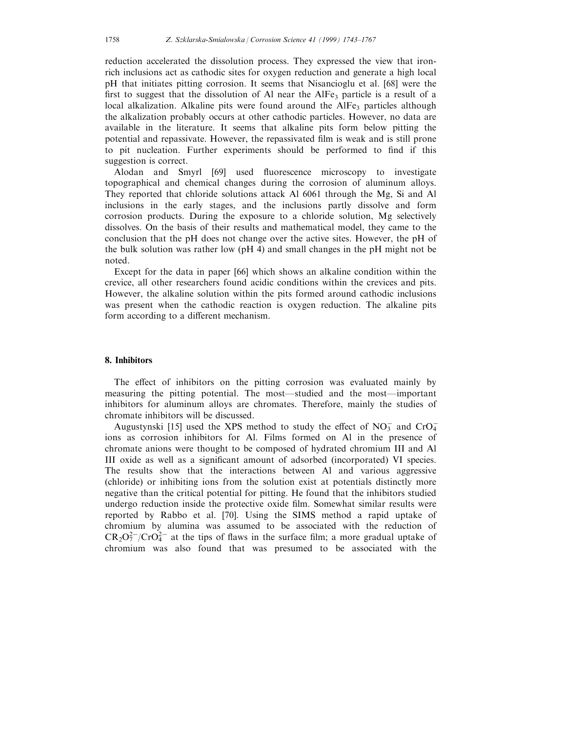reduction accelerated the dissolution process. They expressed the view that iron-rich inclusions act as cathodic sites for oxygen reduction and generate a high local pH that initiates pitting corrosion. It seems that Nisancioglu et al. [68] were the first to suggest that the dissolution of Al near the $AlFe_3$ particle is a result of a local alkalization. Alkaline pits were found around the $AlFe_3$ particles although the alkalization probably occurs at other cathodic particles. However, no data are available in the literature. It seems that alkaline pits form below pitting the potential and repassivate. However, the repassivated film is weak and is still prone to pit nucleation. Further experiments should be performed to find if this suggestion is correct.

Alodan and Smyrl [69] used fluorescence microscopy to investigate topographical and chemical changes during the corrosion of aluminum alloys. They reported that chloride solutions attack Al 6061 through the Mg, Si and Al inclusions in the early stages, and the inclusions partly dissolve and form corrosion products. During the exposure to a chloride solution, Mg selectively dissolves. On the basis of their results and mathematical model, they came to the conclusion that the pH does not change over the active sites. However, the pH of the bulk solution was rather low (pH 4) and small changes in the pH might not be noted.

Except for the data in paper [66] which shows an alkaline condition within the crevice, all other researchers found acidic conditions within the crevices and pits. However, the alkaline solution within the pits formed around cathodic inclusions was present when the cathodic reaction is oxygen reduction. The alkaline pits form according to a different mechanism.

## 8. Inhibitors

The effect of inhibitors on the pitting corrosion was evaluated mainly by measuring the pitting potential. The most—studied and the most—important inhibitors for aluminum alloys are chromates. Therefore, mainly the studies of chromate inhibitors will be discussed.

Augustynski [15] used the XPS method to study the effect of $NO_3^-$ and $CrO_4^-$ ions as corrosion inhibitors for Al. Films formed on Al in the presence of chromate anions were thought to be composed of hydrated chromium III and Al III oxide as well as a significant amount of adsorbed (incorporated) VI species. The results show that the interactions between Al and various aggressive (chloride) or inhibiting ions from the solution exist at potentials distinctly more negative than the critical potential for pitting. He found that the inhibitors studied undergo reduction inside the protective oxide film. Somewhat similar results were reported by Rabbo et al. [70]. Using the SIMS method a rapid uptake of chromium by alumina was assumed to be associated with the reduction of $CR_2O_7^{2-}/CrO_4^{2-}$ at the tips of flaws in the surface film; a more gradual uptake of chromium was also found that was presumed to be associated with the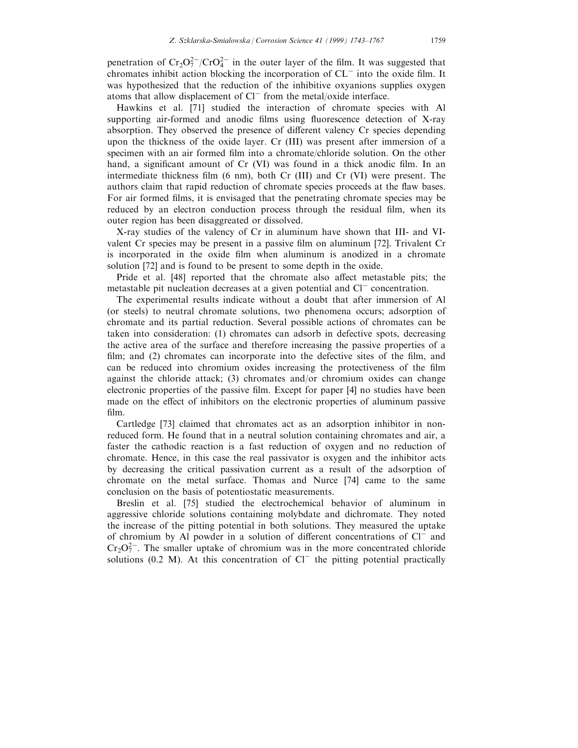penetration of $Cr_2O_7^{2-}/CrO_4^{2-}$ in the outer layer of the film. It was suggested that chromates inhibit action blocking the incorporation of $CL^-$ into the oxide film. It was hypothesized that the reduction of the inhibitive oxyanions supplies oxygen atoms that allow displacement of $Cl^-$ from the metal/oxide interface.

Hawkins et al. [71] studied the interaction of chromate species with Al supporting air-formed and anodic films using fluorescence detection of X-ray absorption. They observed the presence of different valency Cr species depending upon the thickness of the oxide layer. Cr (III) was present after immersion of a specimen with an air formed film into a chromate/chloride solution. On the other hand, a significant amount of Cr (VI) was found in a thick anodic film. In an intermediate thickness film (6 nm), both Cr (III) and Cr (VI) were present. The authors claim that rapid reduction of chromate species proceeds at the flaw bases. For air formed films, it is envisaged that the penetrating chromate species may be reduced by an electron conduction process through the residual film, when its outer region has been disaggreated or dissolved.

X-ray studies of the valency of Cr in aluminum have shown that III- and VI-valent Cr species may be present in a passive film on aluminum [72]. Trivalent Cr is incorporated in the oxide film when aluminum is anodized in a chromate solution [72] and is found to be present to some depth in the oxide.

Pride et al. [48] reported that the chromate also affect metastable pits; the metastable pit nucleation decreases at a given potential and $Cl^-$ concentration.

The experimental results indicate without a doubt that after immersion of Al (or steels) to neutral chromate solutions, two phenomena occurs; adsorption of chromate and its partial reduction. Several possible actions of chromates can be taken into consideration: (1) chromates can adsorb in defective spots, decreasing the active area of the surface and therefore increasing the passive properties of a film; and (2) chromates can incorporate into the defective sites of the film, and can be reduced into chromium oxides increasing the protectiveness of the film against the chloride attack; (3) chromates and/or chromium oxides can change electronic properties of the passive film. Except for paper [4] no studies have been made on the effect of inhibitors on the electronic properties of aluminum passive film.

Cartledge [73] claimed that chromates act as an adsorption inhibitor in non-reduced form. He found that in a neutral solution containing chromates and air, a faster the cathodic reaction is a fast reduction of oxygen and no reduction of chromate. Hence, in this case the real passivator is oxygen and the inhibitor acts by decreasing the critical passivation current as a result of the adsorption of chromate on the metal surface. Thomas and Nurce [74] came to the same conclusion on the basis of potentiostatic measurements.

Breslin et al. [75] studied the electrochemical behavior of aluminum in aggressive chloride solutions containing molybdate and dichromate. They noted the increase of the pitting potential in both solutions. They measured the uptake of chromium by Al powder in a solution of different concentrations of $Cl^-$ and $Cr_2O_7^{2-}$. The smaller uptake of chromium was in the more concentrated chloride solutions (0.2 M). At this concentration of $Cl^-$ the pitting potential practically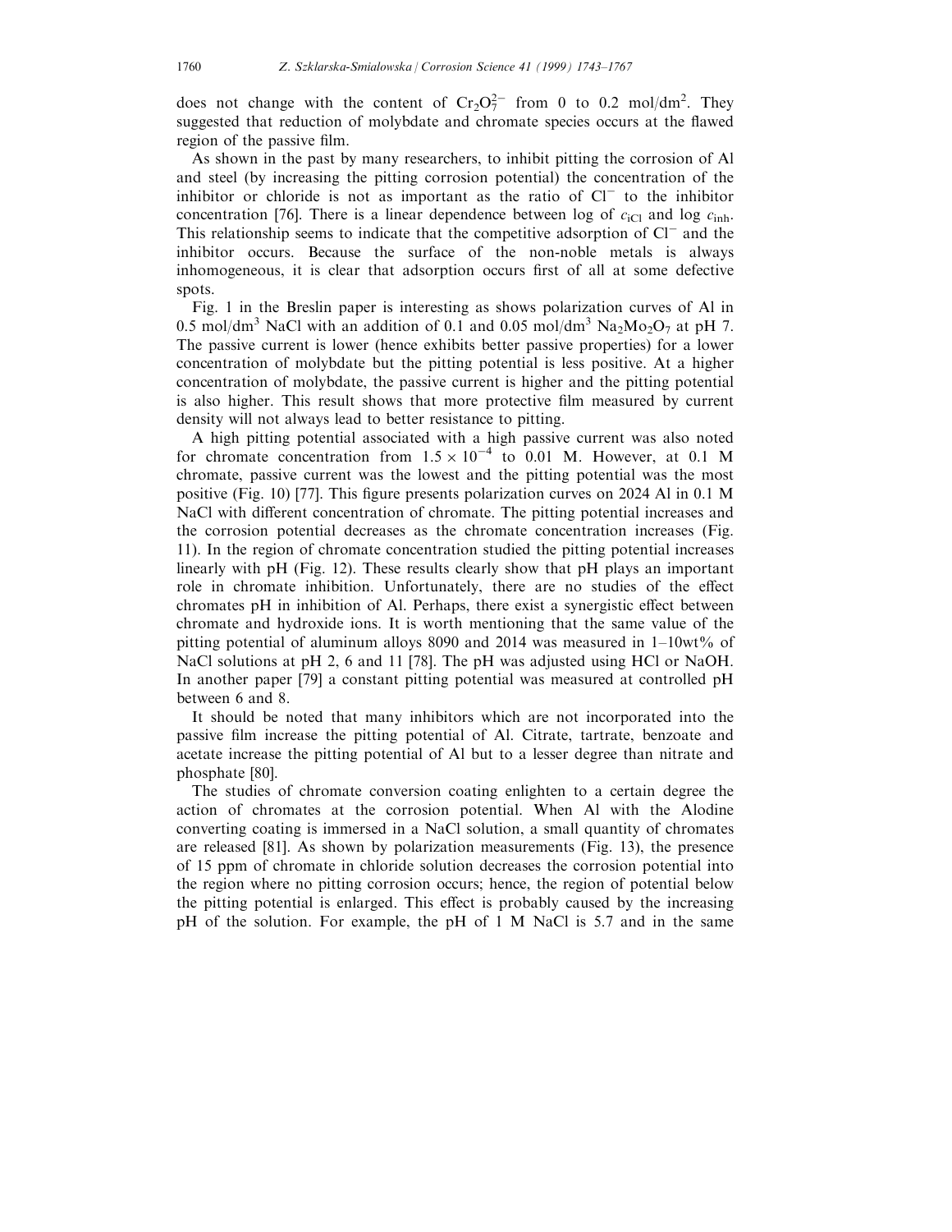does not change with the content of $Cr_2O_7^{2-}$ from 0 to 0.2 mol/dm$^2$. They suggested that reduction of molybdate and chromate species occurs at the flawed region of the passive film.

As shown in the past by many researchers, to inhibit pitting the corrosion of Al and steel (by increasing the pitting corrosion potential) the concentration of the inhibitor or chloride is not as important as the ratio of $Cl^-$ to the inhibitor concentration [76]. There is a linear dependence between log of $c_{iCl}$ and log $c_{inh}$. This relationship seems to indicate that the competitive adsorption of $Cl^-$ and the inhibitor occurs. Because the surface of the non-noble metals is always inhomogeneous, it is clear that adsorption occurs first of all at some defective spots.

Fig. 1 in the Breslin paper is interesting as shows polarization curves of Al in 0.5 mol/dm$^3$ NaCl with an addition of 0.1 and 0.05 mol/dm$^3$ $Na_2Mo_2O_7$ at pH 7. The passive current is lower (hence exhibits better passive properties) for a lower concentration of molybdate but the pitting potential is less positive. At a higher concentration of molybdate, the passive current is higher and the pitting potential is also higher. This result shows that more protective film measured by current density will not always lead to better resistance to pitting.

A high pitting potential associated with a high passive current was also noted for chromate concentration from $1.5 \times 10^{-4}$ to 0.01 M. However, at 0.1 M chromate, passive current was the lowest and the pitting potential was the most positive (Fig. 10) [77]. This figure presents polarization curves on 2024 Al in 0.1 M NaCl with different concentration of chromate. The pitting potential increases and the corrosion potential decreases as the chromate concentration increases (Fig. 11). In the region of chromate concentration studied the pitting potential increases linearly with pH (Fig. 12). These results clearly show that pH plays an important role in chromate inhibition. Unfortunately, there are no studies of the effect chromates pH in inhibition of Al. Perhaps, there exist a synergistic effect between chromate and hydroxide ions. It is worth mentioning that the same value of the pitting potential of aluminum alloys 8090 and 2014 was measured in 1–10wt% of NaCl solutions at pH 2, 6 and 11 [78]. The pH was adjusted using HCl or NaOH. In another paper [79] a constant pitting potential was measured at controlled pH between 6 and 8.

It should be noted that many inhibitors which are not incorporated into the passive film increase the pitting potential of Al. Citrate, tartrate, benzoate and acetate increase the pitting potential of Al but to a lesser degree than nitrate and phosphate [80].

The studies of chromate conversion coating enlighten to a certain degree the action of chromates at the corrosion potential. When Al with the Alodine converting coating is immersed in a NaCl solution, a small quantity of chromates are released [81]. As shown by polarization measurements (Fig. 13), the presence of 15 ppm of chromate in chloride solution decreases the corrosion potential into the region where no pitting corrosion occurs; hence, the region of potential below the pitting potential is enlarged. This effect is probably caused by the increasing pH of the solution. For example, the pH of 1 M NaCl is 5.7 and in the same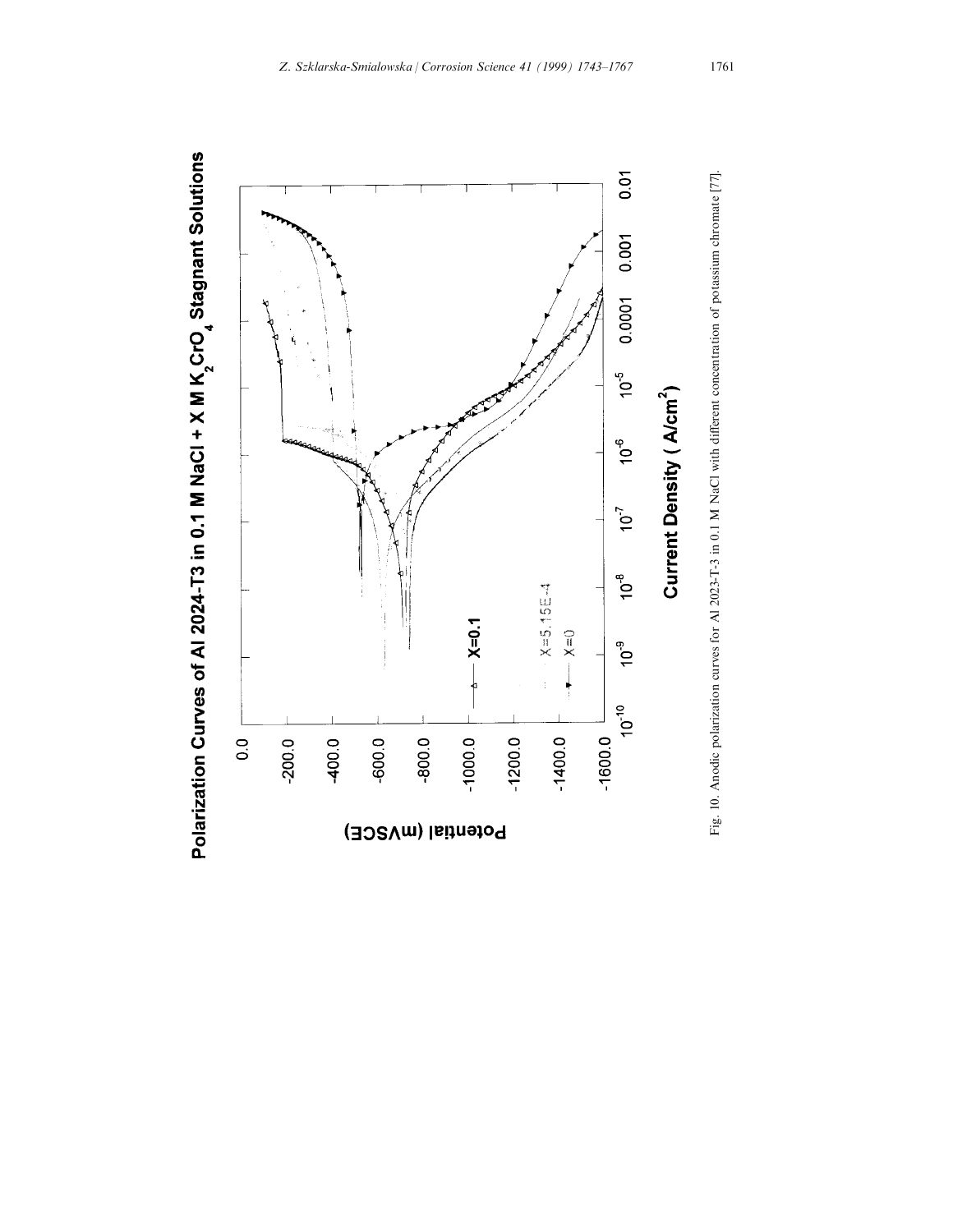Fig. 10. Anodic polarization curves for Al 2023-T-3 in 0.1 M NaCl with different concentration of potassium chromate [77].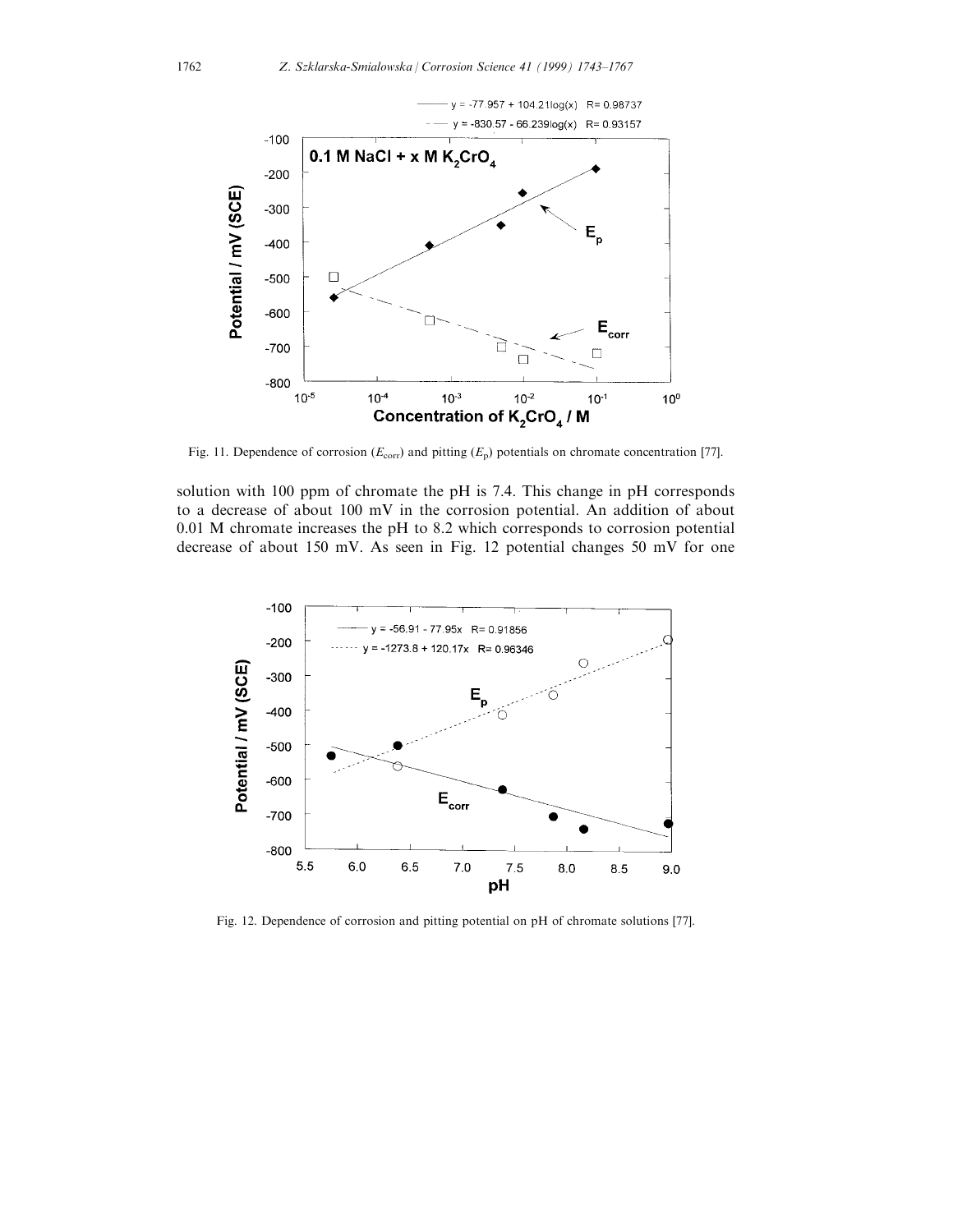Fig. 11. Dependence of corrosion ($E_{corr}$) and pitting ($E_p$) potentials on chromate concentration [77].

solution with 100 ppm of chromate the pH is 7.4. This change in pH corresponds to a decrease of about 100 mV in the corrosion potential. An addition of about 0.01 M chromate increases the pH to 8.2 which corresponds to corrosion potential decrease of about 150 mV. As seen in Fig. 12 potential changes 50 mV for one

Fig. 12. Dependence of corrosion and pitting potential on pH of chromate solutions [77].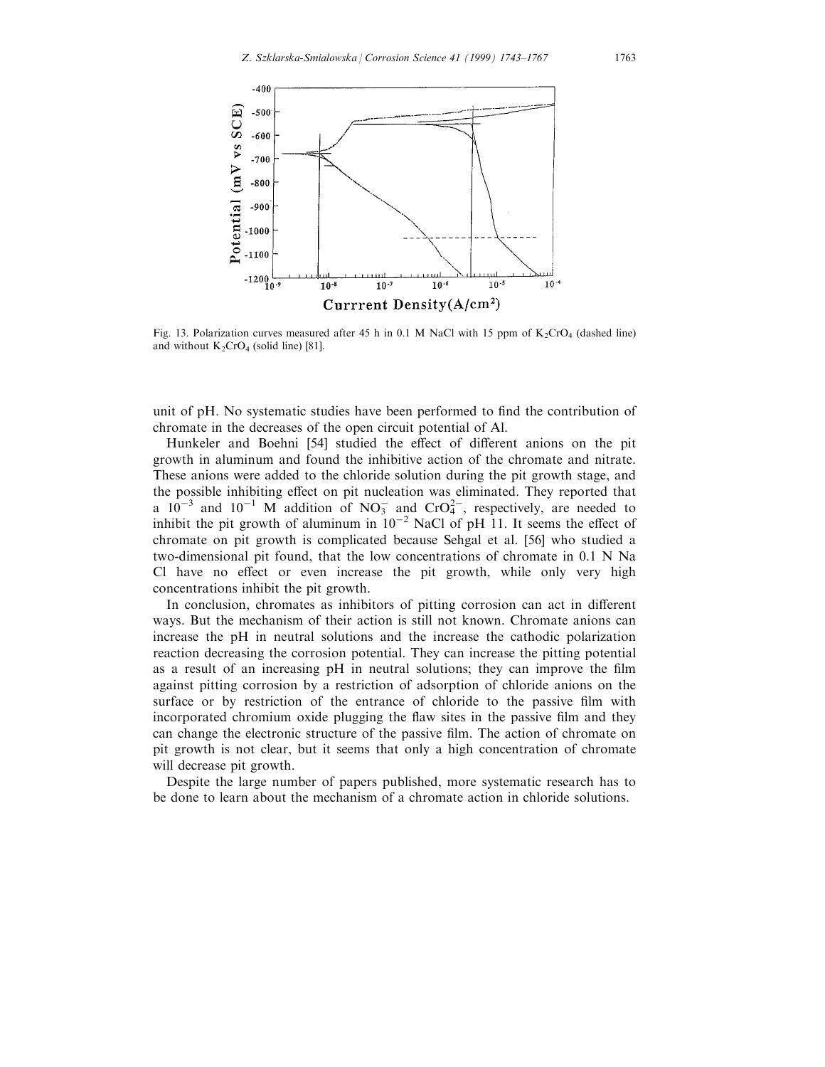Fig. 13. Polarization curves measured after 45 h in 0.1 M NaCl with 15 ppm of $K_2CrO_4$ (dashed line) and without $K_2CrO_4$ (solid line) [81].

unit of pH. No systematic studies have been performed to find the contribution of chromate in the decreases of the open circuit potential of Al.

Hunkeler and Boehni [54] studied the effect of different anions on the pit growth in aluminum and found the inhibitive action of the chromate and nitrate. These anions were added to the chloride solution during the pit growth stage, and the possible inhibiting effect on pit nucleation was eliminated. They reported that a $10^{-3}$ and $10^{-1}$ M addition of $NO_3^-$ and $CrO_4^{2-}$, respectively, are needed to inhibit the pit growth of aluminum in $10^{-2}$ NaCl of pH 11. It seems the effect of chromate on pit growth is complicated because Sehgal et al. [56] who studied a two-dimensional pit found, that the low concentrations of chromate in 0.1 N Na Cl have no effect or even increase the pit growth, while only very high concentrations inhibit the pit growth.

In conclusion, chromates as inhibitors of pitting corrosion can act in different ways. But the mechanism of their action is still not known. Chromate anions can increase the pH in neutral solutions and the increase the cathodic polarization reaction decreasing the corrosion potential. They can increase the pitting potential as a result of an increasing pH in neutral solutions; they can improve the film against pitting corrosion by a restriction of adsorption of chloride anions on the surface or by restriction of the entrance of chloride to the passive film with incorporated chromium oxide plugging the flaw sites in the passive film and they can change the electronic structure of the passive film. The action of chromate on pit growth is not clear, but it seems that only a high concentration of chromate will decrease pit growth.

Despite the large number of papers published, more systematic research has to be done to learn about the mechanism of a chromate action in chloride solutions.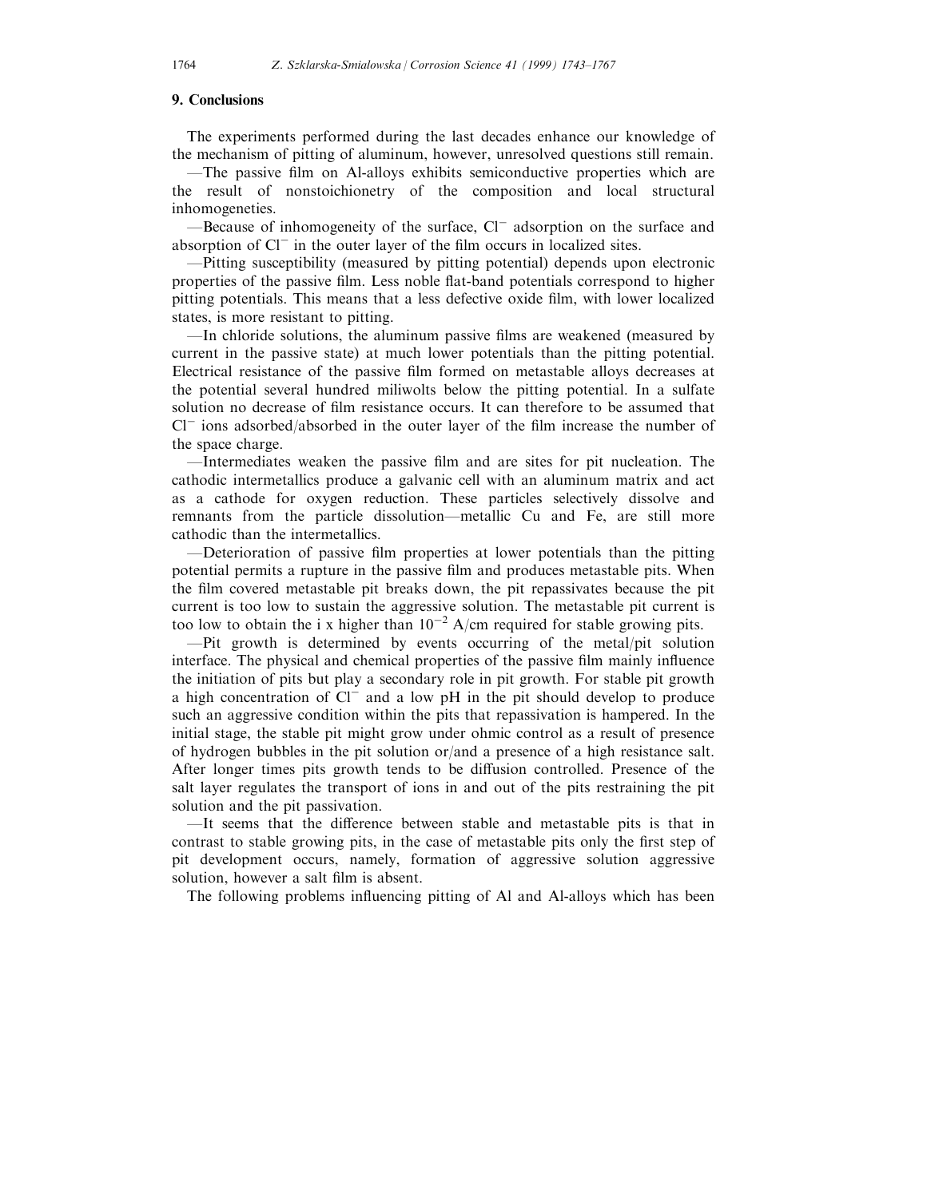## 9. Conclusions

The experiments performed during the last decades enhance our knowledge of the mechanism of pitting of aluminum, however, unresolved questions still remain.

—The passive film on Al-alloys exhibits semiconductive properties which are the result of nonstoichionetry of the composition and local structural inhomogeneties.

—Because of inhomogeneity of the surface, $Cl^-$ adsorption on the surface and absorption of $Cl^-$ in the outer layer of the film occurs in localized sites.

—Pitting susceptibility (measured by pitting potential) depends upon electronic properties of the passive film. Less noble flat-band potentials correspond to higher pitting potentials. This means that a less defective oxide film, with lower localized states, is more resistant to pitting.

—In chloride solutions, the aluminum passive films are weakened (measured by current in the passive state) at much lower potentials than the pitting potential. Electrical resistance of the passive film formed on metastable alloys decreases at the potential several hundred miliwolts below the pitting potential. In a sulfate solution no decrease of film resistance occurs. It can therefore to be assumed that $Cl^-$ ions adsorbed/absorbed in the outer layer of the film increase the number of the space charge.

—Intermediates weaken the passive film and are sites for pit nucleation. The cathodic intermetallics produce a galvanic cell with an aluminum matrix and act as a cathode for oxygen reduction. These particles selectively dissolve and remnants from the particle dissolution—metallic Cu and Fe, are still more cathodic than the intermetallics.

—Deterioration of passive film properties at lower potentials than the pitting potential permits a rupture in the passive film and produces metastable pits. When the film covered metastable pit breaks down, the pit repassivates because the pit current is too low to sustain the aggressive solution. The metastable pit current is too low to obtain the i x higher than $10^{-2}$ A/cm required for stable growing pits.

—Pit growth is determined by events occurring of the metal/pit solution interface. The physical and chemical properties of the passive film mainly influence the initiation of pits but play a secondary role in pit growth. For stable pit growth a high concentration of $Cl^-$ and a low pH in the pit should develop to produce such an aggressive condition within the pits that repassivation is hampered. In the initial stage, the stable pit might grow under ohmic control as a result of presence of hydrogen bubbles in the pit solution or/and a presence of a high resistance salt. After longer times pits growth tends to be diffusion controlled. Presence of the salt layer regulates the transport of ions in and out of the pits restraining the pit solution and the pit passivation.

—It seems that the difference between stable and metastable pits is that in contrast to stable growing pits, in the case of metastable pits only the first step of pit development occurs, namely, formation of aggressive solution aggressive solution, however a salt film is absent.

The following problems influencing pitting of Al and Al-alloys which has been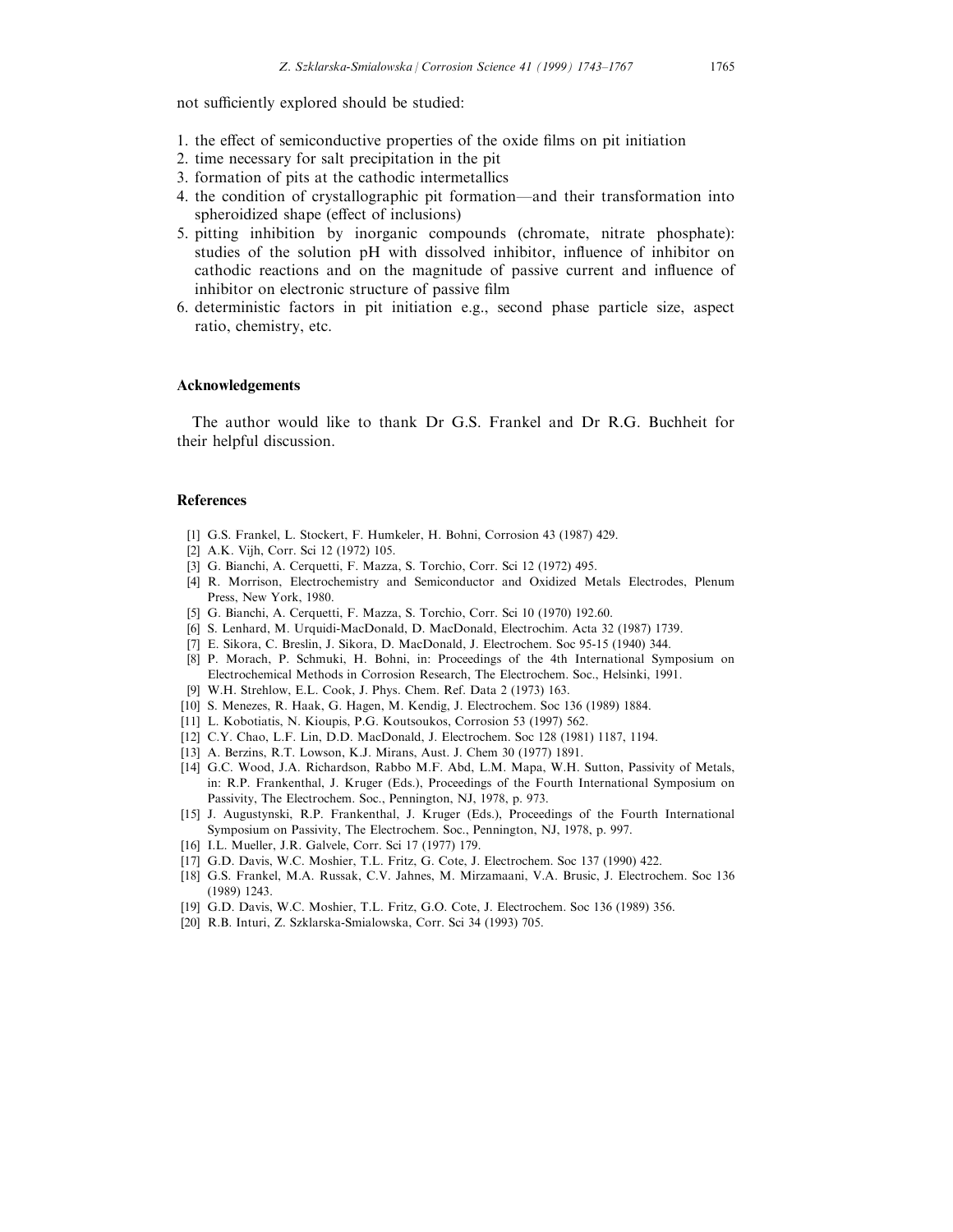not sufficiently explored should be studied:

1. the effect of semiconductive properties of the oxide films on pit initiation
2. time necessary for salt precipitation in the pit
3. formation of pits at the cathodic intermetallics
4. the condition of crystallographic pit formation—and their transformation into spheroidized shape (effect of inclusions)
5. pitting inhibition by inorganic compounds (chromate, nitrate phosphate): studies of the solution pH with dissolved inhibitor, influence of inhibitor on cathodic reactions and on the magnitude of passive current and influence of inhibitor on electronic structure of passive film
6. deterministic factors in pit initiation e.g., second phase particle size, aspect ratio, chemistry, etc.

## Acknowledgements

The author would like to thank Dr G.S. Frankel and Dr R.G. Buchheit for their helpful discussion.

## References

[1] G.S. Frankel, L. Stockert, F. Humkeler, H. Bohni, Corrosion 43 (1987) 429.

[2] A.K. Vijh, Corr. Sci 12 (1972) 105.

[3] G. Bianchi, A. Cerquetti, F. Mazza, S. Torchio, Corr. Sci 12 (1972) 495.

[4] R. Morrison, Electrochemistry and Semiconductor and Oxidized Metals Electrodes, Plenum Press, New York, 1980.

[5] G. Bianchi, A. Cerquetti, F. Mazza, S. Torchio, Corr. Sci 10 (1970) 192.60.

[6] S. Lenhard, M. Urquidi-MacDonald, D. MacDonald, Electrochim. Acta 32 (1987) 1739.

[7] E. Sikora, C. Breslin, J. Sikora, D. MacDonald, J. Electrochem. Soc 95-15 (1940) 344.

[8] P. Morach, P. Schmuki, H. Bohni, in: Proceedings of the 4th International Symposium on Electrochemical Methods in Corrosion Research, The Electrochem. Soc., Helsinki, 1991.

[9] W.H. Strehlow, E.L. Cook, J. Phys. Chem. Ref. Data 2 (1973) 163.

[10] S. Menezes, R. Haak, G. Hagen, M. Kendig, J. Electrochem. Soc 136 (1989) 1884.

[11] L. Kobotiatis, N. Kioupis, P.G. Koutsoukos, Corrosion 53 (1997) 562.

[12] C.Y. Chao, L.F. Lin, D.D. MacDonald, J. Electrochem. Soc 128 (1981) 1187, 1194.

[13] A. Berzins, R.T. Lowson, K.J. Mirans, Aust. J. Chem 30 (1977) 1891.

[14] G.C. Wood, J.A. Richardson, Rabbo M.F. Abd, L.M. Mapa, W.H. Sutton, Passivity of Metals, in: R.P. Frankenthal, J. Kruger (Eds.), Proceedings of the Fourth International Symposium on Passivity, The Electrochem. Soc., Pennington, NJ, 1978, p. 973.

[15] J. Augustynski, R.P. Frankenthal, J. Kruger (Eds.), Proceedings of the Fourth International Symposium on Passivity, The Electrochem. Soc., Pennington, NJ, 1978, p. 997.

[16] I.L. Mueller, J.R. Galvele, Corr. Sci 17 (1977) 179.

[17] G.D. Davis, W.C. Moshier, T.L. Fritz, G. Cote, J. Electrochem. Soc 137 (1990) 422.

[18] G.S. Frankel, M.A. Russak, C.V. Jahnes, M. Mirzamaani, V.A. Brusic, J. Electrochem. Soc 136 (1989) 1243.

[19] G.D. Davis, W.C. Moshier, T.L. Fritz, G.O. Cote, J. Electrochem. Soc 136 (1989) 356.

[20] R.B. Inturi, Z. Szklarska-Smialowska, Corr. Sci 34 (1993) 705.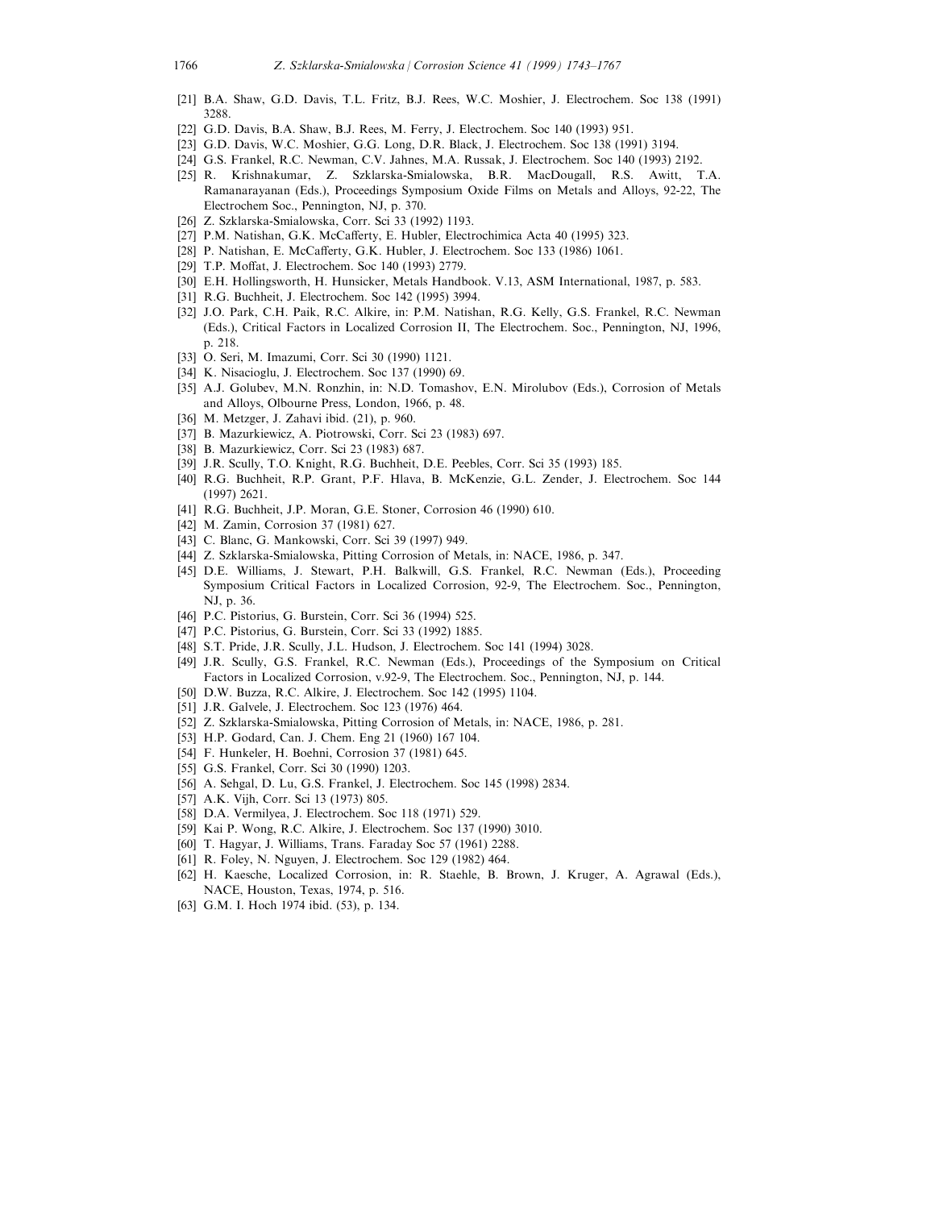[21] B.A. Shaw, G.D. Davis, T.L. Fritz, B.J. Rees, W.C. Moshier, J. Electrochem. Soc 138 (1991) 3288.
[22] G.D. Davis, B.A. Shaw, B.J. Rees, M. Ferry, J. Electrochem. Soc 140 (1993) 951.
[23] G.D. Davis, W.C. Moshier, G.G. Long, D.R. Black, J. Electrochem. Soc 138 (1991) 3194.
[24] G.S. Frankel, R.C. Newman, C.V. Jahnes, M.A. Russak, J. Electrochem. Soc 140 (1993) 2192.
[25] R. Krishnakumar, Z. Szklarska-Smialowska, B.R. MacDougall, R.S. Awitt, T.A. Ramanarayanan (Eds.), Proceedings Symposium Oxide Films on Metals and Alloys, 92-22, The Electrochem Soc., Pennington, NJ, p. 370.
[26] Z. Szklarska-Smialowska, Corr. Sci 33 (1992) 1193.
[27] P.M. Natishan, G.K. McCafferty, E. Hubler, Electrochimica Acta 40 (1995) 323.
[28] P. Natishan, E. McCafferty, G.K. Hubler, J. Electrochem. Soc 133 (1986) 1061.
[29] T.P. Moffat, J. Electrochem. Soc 140 (1993) 2779.
[30] E.H. Hollingsworth, H. Hunsicker, Metals Handbook. V.13, ASM International, 1987, p. 583.
[31] R.G. Buchheit, J. Electrochem. Soc 142 (1995) 3994.
[32] J.O. Park, C.H. Paik, R.C. Alkire, in: P.M. Natishan, R.G. Kelly, G.S. Frankel, R.C. Newman (Eds.), Critical Factors in Localized Corrosion II, The Electrochem. Soc., Pennington, NJ, 1996, p. 218.
[33] O. Seri, M. Imazumi, Corr. Sci 30 (1990) 1121.
[34] K. Nisacioglu, J. Electrochem. Soc 137 (1990) 69.
[35] A.J. Golubev, M.N. Ronzhin, in: N.D. Tomashov, E.N. Mirolubov (Eds.), Corrosion of Metals and Alloys, Olbourne Press, London, 1966, p. 48.
[36] M. Metzger, J. Zahavi ibid. (21), p. 960.
[37] B. Mazurkiewicz, A. Piotrowski, Corr. Sci 23 (1983) 697.
[38] B. Mazurkiewicz, Corr. Sci 23 (1983) 687.
[39] J.R. Scully, T.O. Knight, R.G. Buchheit, D.E. Peebles, Corr. Sci 35 (1993) 185.
[40] R.G. Buchheit, R.P. Grant, P.F. Hlava, B. McKenzie, G.L. Zender, J. Electrochem. Soc 144 (1997) 2621.
[41] R.G. Buchheit, J.P. Moran, G.E. Stoner, Corrosion 46 (1990) 610.
[42] M. Zamin, Corrosion 37 (1981) 627.
[43] C. Blanc, G. Mankowski, Corr. Sci 39 (1997) 949.
[44] Z. Szklarska-Smialowska, Pitting Corrosion of Metals, in: NACE, 1986, p. 347.
[45] D.E. Williams, J. Stewart, P.H. Balkwill, G.S. Frankel, R.C. Newman (Eds.), Proceeding Symposium Critical Factors in Localized Corrosion, 92-9, The Electrochem. Soc., Pennington, NJ, p. 36.
[46] P.C. Pistorius, G. Burstein, Corr. Sci 36 (1994) 525.
[47] P.C. Pistorius, G. Burstein, Corr. Sci 33 (1992) 1885.
[48] S.T. Pride, J.R. Scully, J.L. Hudson, J. Electrochem. Soc 141 (1994) 3028.
[49] J.R. Scully, G.S. Frankel, R.C. Newman (Eds.), Proceedings of the Symposium on Critical Factors in Localized Corrosion, v.92-9, The Electrochem. Soc., Pennington, NJ, p. 144.
[50] D.W. Buzza, R.C. Alkire, J. Electrochem. Soc 142 (1995) 1104.
[51] J.R. Galvele, J. Electrochem. Soc 123 (1976) 464.
[52] Z. Szklarska-Smialowska, Pitting Corrosion of Metals, in: NACE, 1986, p. 281.
[53] H.P. Godard, Can. J. Chem. Eng 21 (1960) 167 104.
[54] F. Hunkeler, H. Boehni, Corrosion 37 (1981) 645.
[55] G.S. Frankel, Corr. Sci 30 (1990) 1203.
[56] A. Sehgal, D. Lu, G.S. Frankel, J. Electrochem. Soc 145 (1998) 2834.
[57] A.K. Vijh, Corr. Sci 13 (1973) 805.
[58] D.A. Vermilyea, J. Electrochem. Soc 118 (1971) 529.
[59] Kai P. Wong, R.C. Alkire, J. Electrochem. Soc 137 (1990) 3010.
[60] T. Hagyar, J. Williams, Trans. Faraday Soc 57 (1961) 2288.
[61] R. Foley, N. Nguyen, J. Electrochem. Soc 129 (1982) 464.
[62] H. Kaesche, Localized Corrosion, in: R. Staehle, B. Brown, J. Kruger, A. Agrawal (Eds.), NACE, Houston, Texas, 1974, p. 516.
[63] G.M. I. Hoch 1974 ibid. (53), p. 134.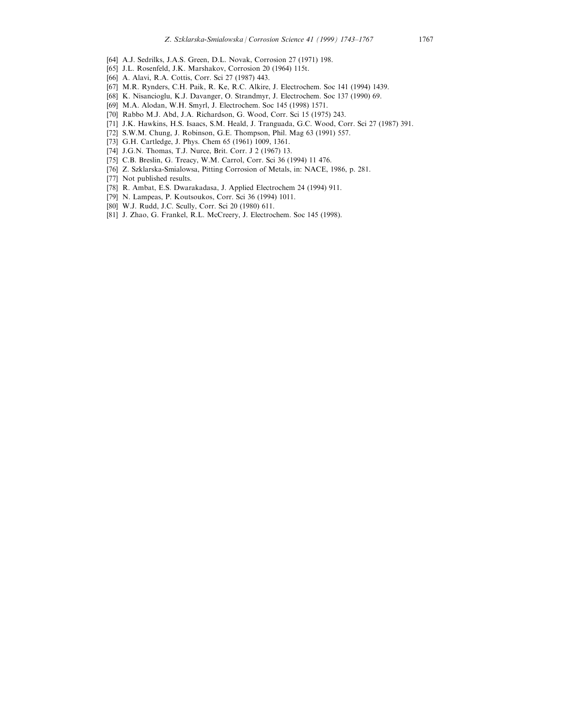[64] A.J. Sedrilks, J.A.S. Green, D.L. Novak, Corrosion 27 (1971) 198.
[65] J.L. Rosenfeld, J.K. Marshakov, Corrosion 20 (1964) 115t.
[66] A. Alavi, R.A. Cottis, Corr. Sci 27 (1987) 443.
[67] M.R. Rynders, C.H. Paik, R. Ke, R.C. Alkire, J. Electrochem. Soc 141 (1994) 1439.
[68] K. Nisancioglu, K.J. Davanger, O. Strandmyr, J. Electrochem. Soc 137 (1990) 69.
[69] M.A. Alodan, W.H. Smyrl, J. Electrochem. Soc 145 (1998) 1571.
[70] Rabbo M.J. Abd, J.A. Richardson, G. Wood, Corr. Sci 15 (1975) 243.
[71] J.K. Hawkins, H.S. Isaacs, S.M. Heald, J. Tranguada, G.C. Wood, Corr. Sci 27 (1987) 391.
[72] S.W.M. Chung, J. Robinson, G.E. Thompson, Phil. Mag 63 (1991) 557.
[73] G.H. Cartledge, J. Phys. Chem 65 (1961) 1009, 1361.
[74] J.G.N. Thomas, T.J. Nurce, Brit. Corr. J 2 (1967) 13.
[75] C.B. Breslin, G. Treacy, W.M. Carrol, Corr. Sci 36 (1994) 11 476.
[76] Z. Szklarska-Smialowsa, Pitting Corrosion of Metals, in: NACE, 1986, p. 281.
[77] Not published results.
[78] R. Ambat, E.S. Dwarakadasa, J. Applied Electrochem 24 (1994) 911.
[79] N. Lampeas, P. Koutsoukos, Corr. Sci 36 (1994) 1011.
[80] W.J. Rudd, J.C. Scully, Corr. Sci 20 (1980) 611.
[81] J. Zhao, G. Frankel, R.L. McCreery, J. Electrochem. Soc 145 (1998).